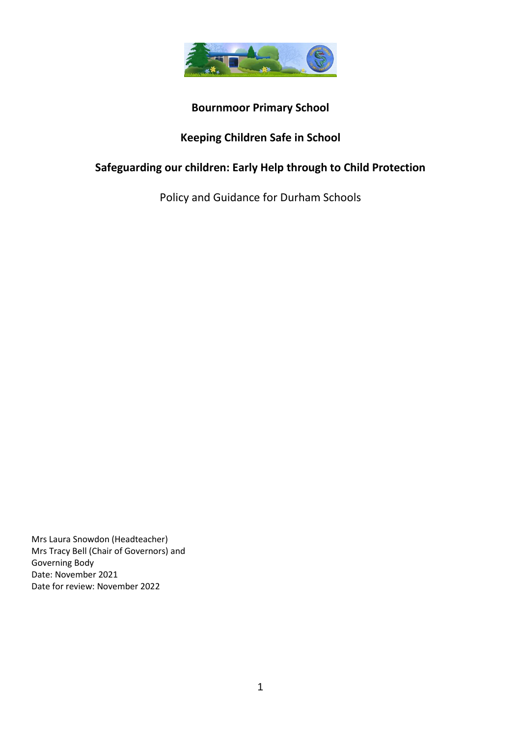# Bournmoor Primary School

## Keeping Children Safe in School

## Safeguarding our children: Early Help through to Child Protection

Policy and Guidance for Durham Schools

Mrs Laura Snowdon (Headteacher)
Mrs Tracy Bell (Chair of Governors) and
Governing Body
Date: November 2021
Date for review: November 2022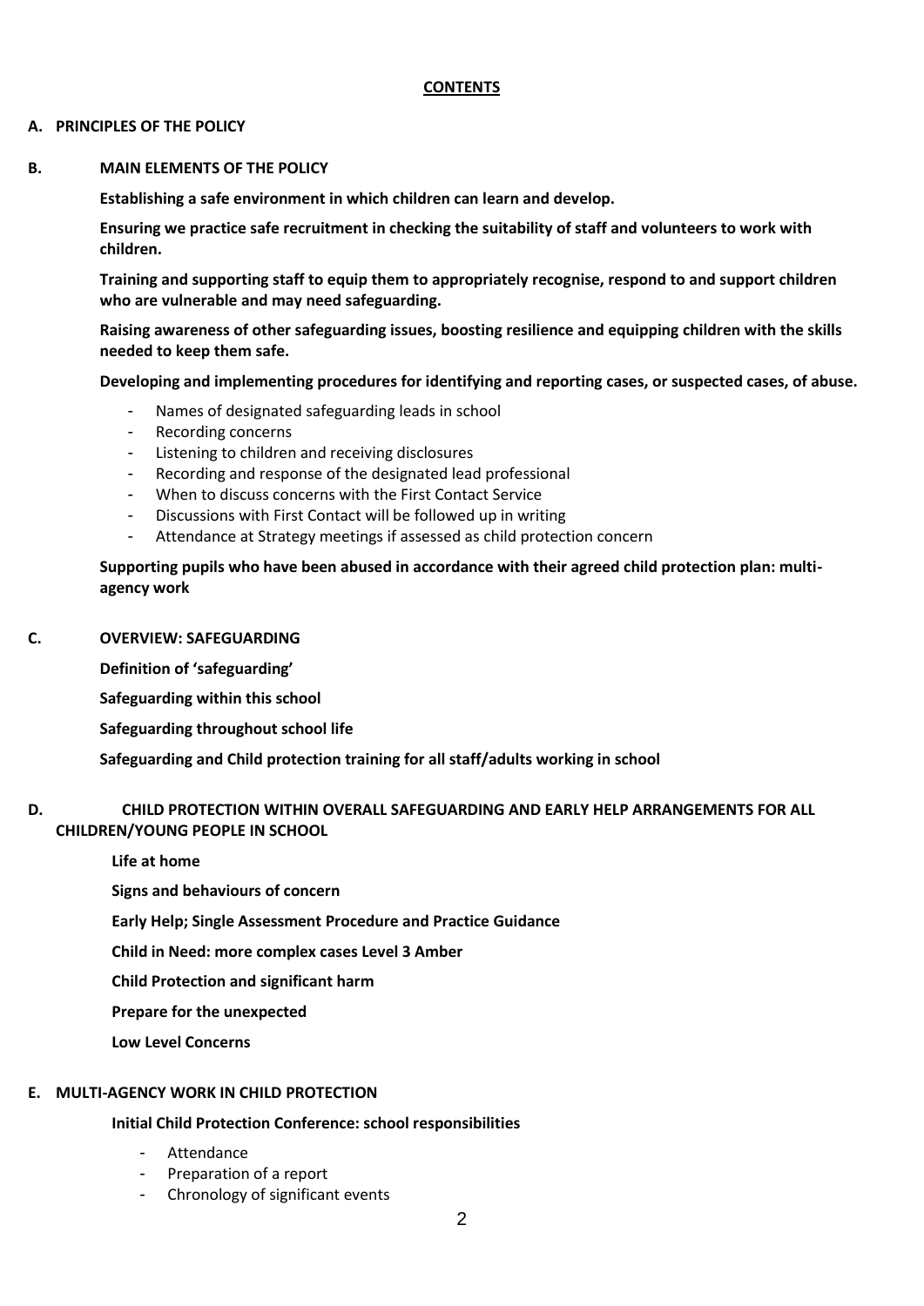**CONTENTS**

**A. PRINCIPLES OF THE POLICY**

**B. MAIN ELEMENTS OF THE POLICY**

**Establishing a safe environment in which children can learn and develop.**

**Ensuring we practice safe recruitment in checking the suitability of staff and volunteers to work with children.**

**Training and supporting staff to equip them to appropriately recognise, respond to and support children who are vulnerable and may need safeguarding.**

**Raising awareness of other safeguarding issues, boosting resilience and equipping children with the skills needed to keep them safe.**

**Developing and implementing procedures for identifying and reporting cases, or suspected cases, of abuse.**

- Names of designated safeguarding leads in school
- Recording concerns
- Listening to children and receiving disclosures
- Recording and response of the designated lead professional
- When to discuss concerns with the First Contact Service
- Discussions with First Contact will be followed up in writing
- Attendance at Strategy meetings if assessed as child protection concern

**Supporting pupils who have been abused in accordance with their agreed child protection plan: multi-agency work**

**C. OVERVIEW: SAFEGUARDING**

**Definition of 'safeguarding'**

**Safeguarding within this school**

**Safeguarding throughout school life**

**Safeguarding and Child protection training for all staff/adults working in school**

**D. CHILD PROTECTION WITHIN OVERALL SAFEGUARDING AND EARLY HELP ARRANGEMENTS FOR ALL CHILDREN/YOUNG PEOPLE IN SCHOOL**

**Life at home**

**Signs and behaviours of concern**

**Early Help; Single Assessment Procedure and Practice Guidance**

**Child in Need: more complex cases Level 3 Amber**

**Child Protection and significant harm**

**Prepare for the unexpected**

**Low Level Concerns**

**E. MULTI-AGENCY WORK IN CHILD PROTECTION**

**Initial Child Protection Conference: school responsibilities**

- Attendance
- Preparation of a report
- Chronology of significant events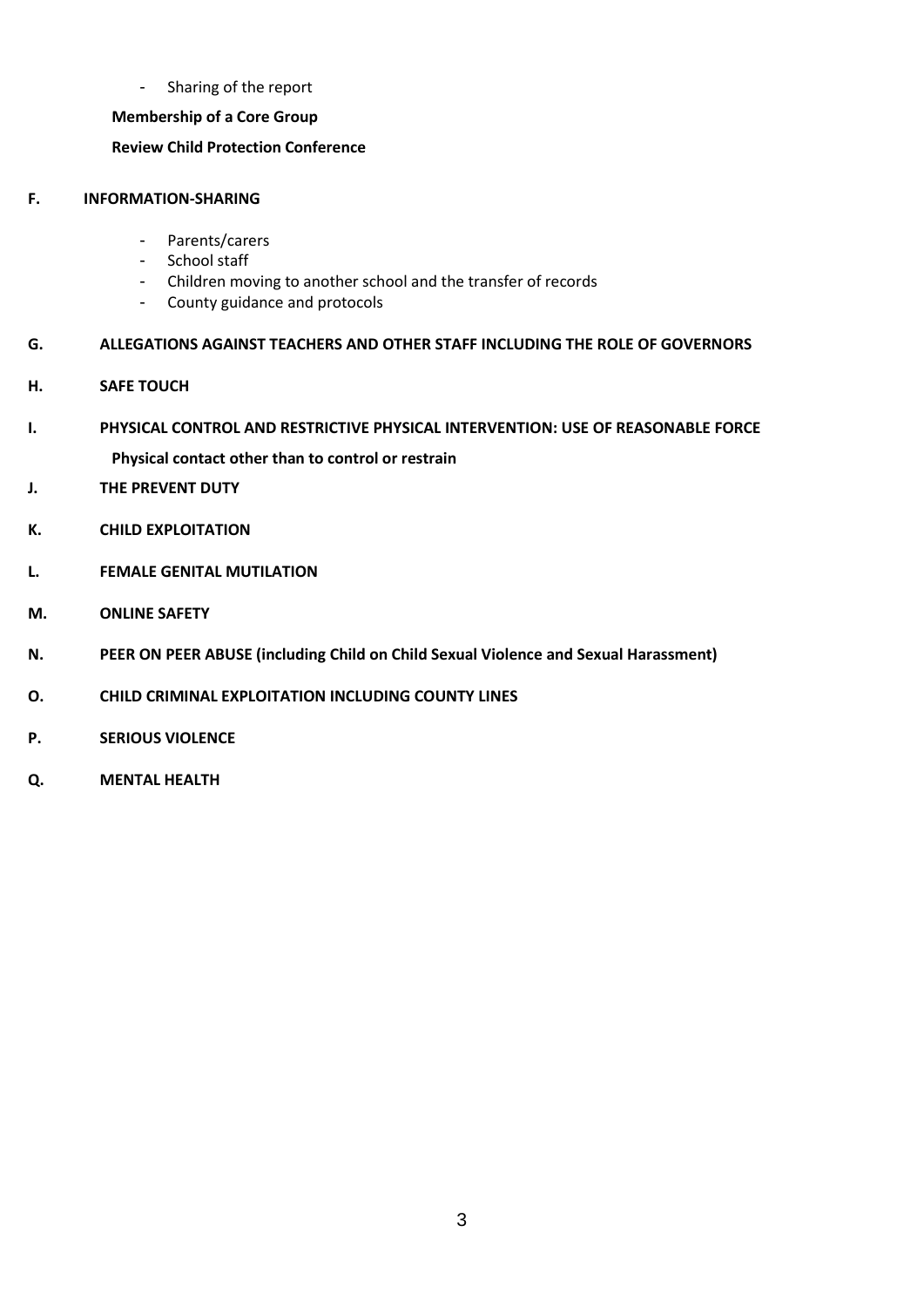- Sharing of the report

**Membership of a Core Group**

**Review Child Protection Conference**

**F. INFORMATION-SHARING**

- Parents/carers
- School staff
- Children moving to another school and the transfer of records
- County guidance and protocols

**G. ALLEGATIONS AGAINST TEACHERS AND OTHER STAFF INCLUDING THE ROLE OF GOVERNORS**

**H. SAFE TOUCH**

**I. PHYSICAL CONTROL AND RESTRICTIVE PHYSICAL INTERVENTION: USE OF REASONABLE FORCE**

**Physical contact other than to control or restrain**

**J. THE PREVENT DUTY**

**K. CHILD EXPLOITATION**

**L. FEMALE GENITAL MUTILATION**

**M. ONLINE SAFETY**

**N. PEER ON PEER ABUSE (including Child on Child Sexual Violence and Sexual Harassment)**

**O. CHILD CRIMINAL EXPLOITATION INCLUDING COUNTY LINES**

**P. SERIOUS VIOLENCE**

**Q. MENTAL HEALTH**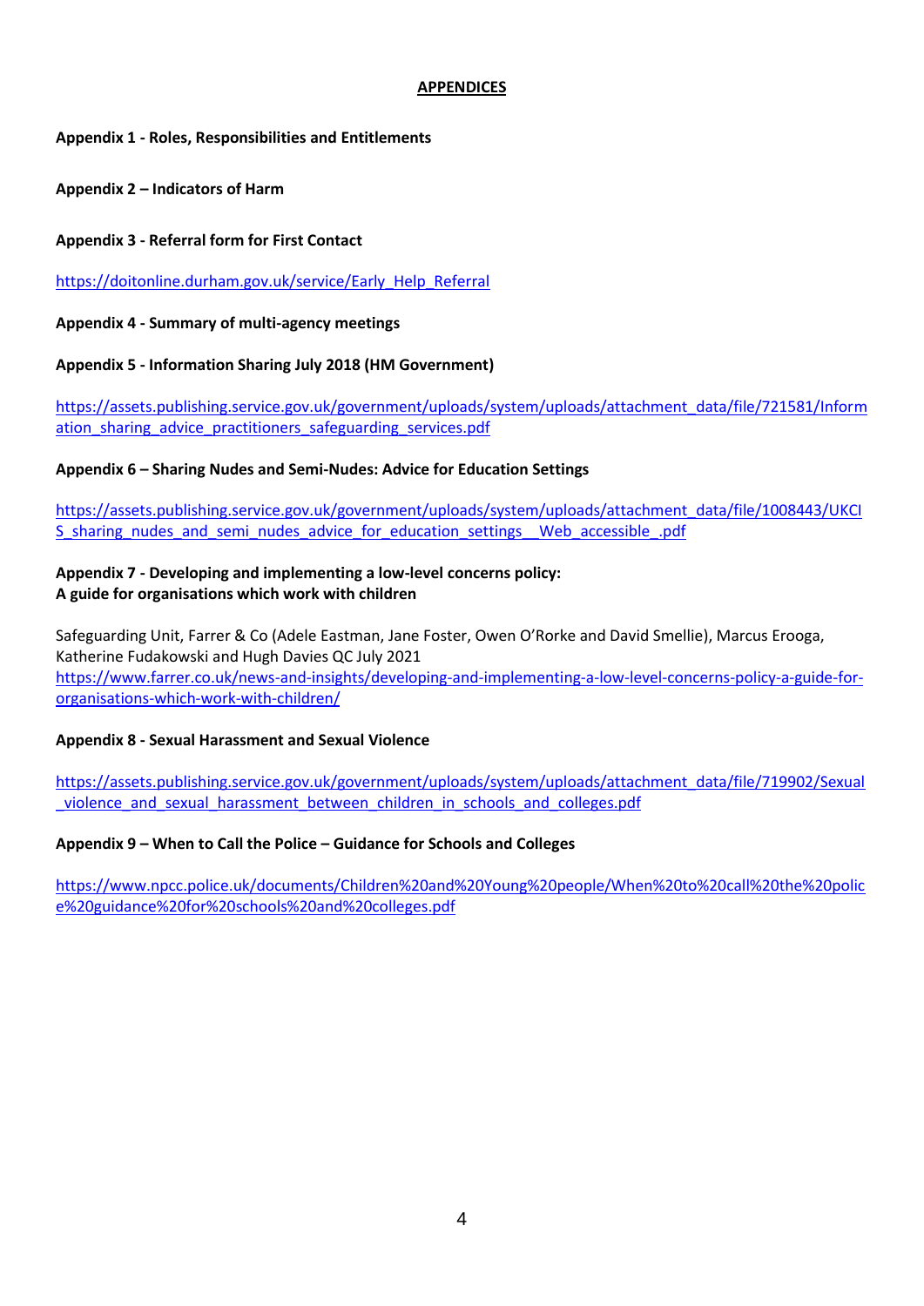## APPENDICES

**Appendix 1 - Roles, Responsibilities and Entitlements**

**Appendix 2 – Indicators of Harm**

**Appendix 3 - Referral form for First Contact**

https://doitonline.durham.gov.uk/service/Early_Help_Referral

**Appendix 4 - Summary of multi-agency meetings**

**Appendix 5 - Information Sharing July 2018 (HM Government)**

https://assets.publishing.service.gov.uk/government/uploads/system/uploads/attachment_data/file/721581/Information_sharing_advice_practitioners_safeguarding_services.pdf

**Appendix 6 – Sharing Nudes and Semi-Nudes: Advice for Education Settings**

https://assets.publishing.service.gov.uk/government/uploads/system/uploads/attachment_data/file/1008443/UKCIS_sharing_nudes_and_semi_nudes_advice_for_education_settings__Web_accessible_.pdf

**Appendix 7 - Developing and implementing a low-level concerns policy:**
**A guide for organisations which work with children**

Safeguarding Unit, Farrer & Co (Adele Eastman, Jane Foster, Owen O'Rorke and David Smellie), Marcus Erooga, Katherine Fudakowski and Hugh Davies QC July 2021
https://www.farrer.co.uk/news-and-insights/developing-and-implementing-a-low-level-concerns-policy-a-guide-for-organisations-which-work-with-children/

**Appendix 8 - Sexual Harassment and Sexual Violence**

https://assets.publishing.service.gov.uk/government/uploads/system/uploads/attachment_data/file/719902/Sexual_violence_and_sexual_harassment_between_children_in_schools_and_colleges.pdf

**Appendix 9 – When to Call the Police – Guidance for Schools and Colleges**

https://www.npcc.police.uk/documents/Children%20and%20Young%20people/When%20to%20call%20the%20police%20guidance%20for%20schools%20and%20colleges.pdf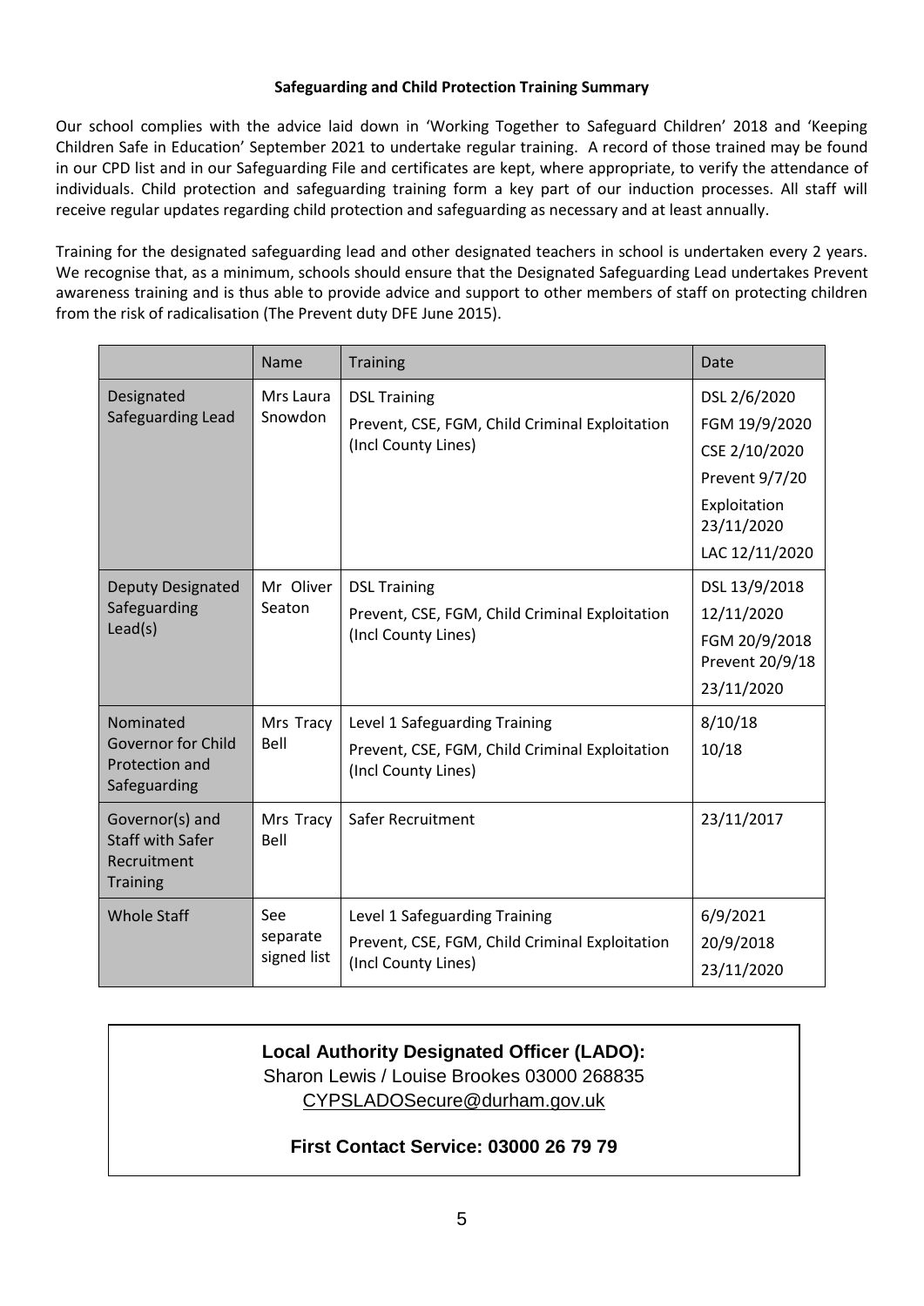**Safeguarding and Child Protection Training Summary**

Our school complies with the advice laid down in 'Working Together to Safeguard Children' 2018 and 'Keeping Children Safe in Education' September 2021 to undertake regular training. A record of those trained may be found in our CPD list and in our Safeguarding File and certificates are kept, where appropriate, to verify the attendance of individuals. Child protection and safeguarding training form a key part of our induction processes. All staff will receive regular updates regarding child protection and safeguarding as necessary and at least annually.

Training for the designated safeguarding lead and other designated teachers in school is undertaken every 2 years. We recognise that, as a minimum, schools should ensure that the Designated Safeguarding Lead undertakes Prevent awareness training and is thus able to provide advice and support to other members of staff on protecting children from the risk of radicalisation (The Prevent duty DFE June 2015).

| | Name | Training | Date |
|---|---|---|---|
| Designated Safeguarding Lead | Mrs Laura Snowdon | DSL Training<br>Prevent, CSE, FGM, Child Criminal Exploitation (Incl County Lines) | DSL 2/6/2020<br>FGM 19/9/2020<br>CSE 2/10/2020<br>Prevent 9/7/20<br>Exploitation 23/11/2020<br>LAC 12/11/2020 |
| Deputy Designated Safeguarding Lead(s) | Mr Oliver Seaton | DSL Training<br>Prevent, CSE, FGM, Child Criminal Exploitation (Incl County Lines) | DSL 13/9/2018<br>12/11/2020<br>FGM 20/9/2018<br>Prevent 20/9/18<br>23/11/2020 |
| Nominated Governor for Child Protection and Safeguarding | Mrs Tracy Bell | Level 1 Safeguarding Training<br>Prevent, CSE, FGM, Child Criminal Exploitation (Incl County Lines) | 8/10/18<br>10/18 |
| Governor(s) and Staff with Safer Recruitment Training | Mrs Tracy Bell | Safer Recruitment | 23/11/2017 |
| Whole Staff | See separate signed list | Level 1 Safeguarding Training<br>Prevent, CSE, FGM, Child Criminal Exploitation (Incl County Lines) | 6/9/2021<br>20/9/2018<br>23/11/2020 |

**Local Authority Designated Officer (LADO):**
Sharon Lewis / Louise Brookes 03000 268835
CYPSLADOSecure@durham.gov.uk

**First Contact Service: 03000 26 79 79**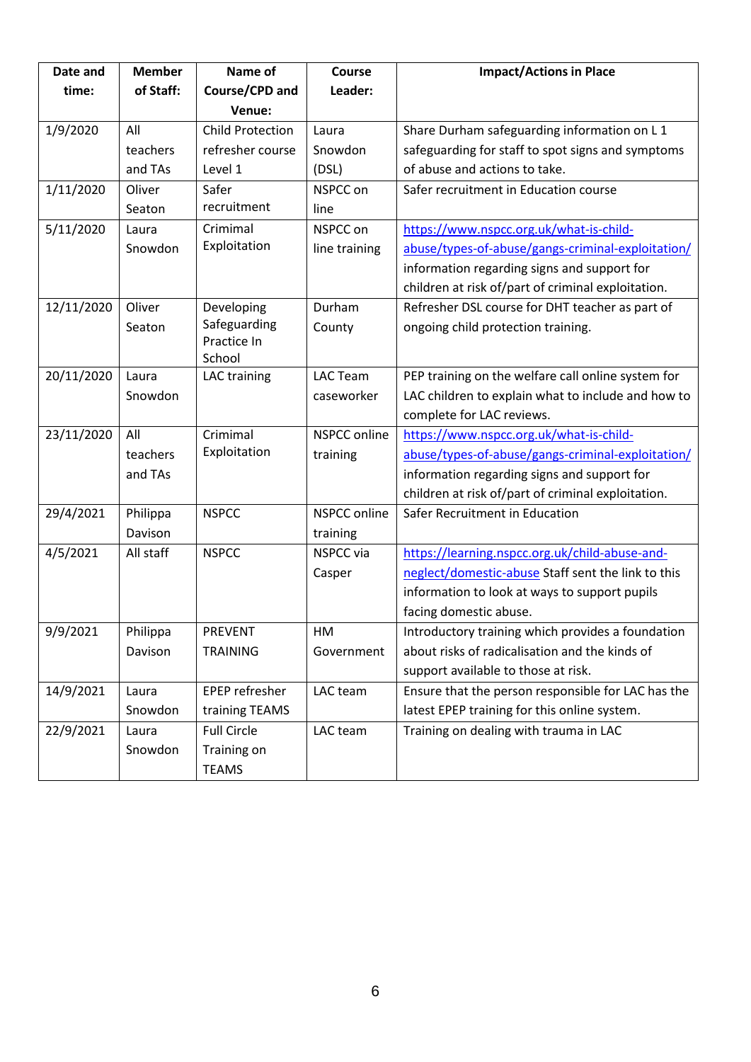| Date and time: | Member of Staff: | Name of Course/CPD and Venue: | Course Leader: | Impact/Actions in Place |
|---|---|---|---|---|
| 1/9/2020 | All teachers and TAs | Child Protection refresher course Level 1 | Laura Snowdon (DSL) | Share Durham safeguarding information on L 1 safeguarding for staff to spot signs and symptoms of abuse and actions to take. |
| 1/11/2020 | Oliver Seaton | Safer recruitment | NSPCC on line | Safer recruitment in Education course |
| 5/11/2020 | Laura Snowdon | Crimimal Exploitation | NSPCC on line training | https://www.nspcc.org.uk/what-is-child-abuse/types-of-abuse/gangs-criminal-exploitation/ information regarding signs and support for children at risk of/part of criminal exploitation. |
| 12/11/2020 | Oliver Seaton | Developing Safeguarding Practice In School | Durham County | Refresher DSL course for DHT teacher as part of ongoing child protection training. |
| 20/11/2020 | Laura Snowdon | LAC training | LAC Team caseworker | PEP training on the welfare call online system for LAC children to explain what to include and how to complete for LAC reviews. |
| 23/11/2020 | All teachers and TAs | Crimimal Exploitation | NSPCC online training | https://www.nspcc.org.uk/what-is-child-abuse/types-of-abuse/gangs-criminal-exploitation/ information regarding signs and support for children at risk of/part of criminal exploitation. |
| 29/4/2021 | Philippa Davison | NSPCC | NSPCC online training | Safer Recruitment in Education |
| 4/5/2021 | All staff | NSPCC | NSPCC via Casper | https://learning.nspcc.org.uk/child-abuse-and-neglect/domestic-abuse Staff sent the link to this information to look at ways to support pupils facing domestic abuse. |
| 9/9/2021 | Philippa Davison | PREVENT TRAINING | HM Government | Introductory training which provides a foundation about risks of radicalisation and the kinds of support available to those at risk. |
| 14/9/2021 | Laura Snowdon | EPEP refresher training TEAMS | LAC team | Ensure that the person responsible for LAC has the latest EPEP training for this online system. |
| 22/9/2021 | Laura Snowdon | Full Circle Training on TEAMS | LAC team | Training on dealing with trauma in LAC |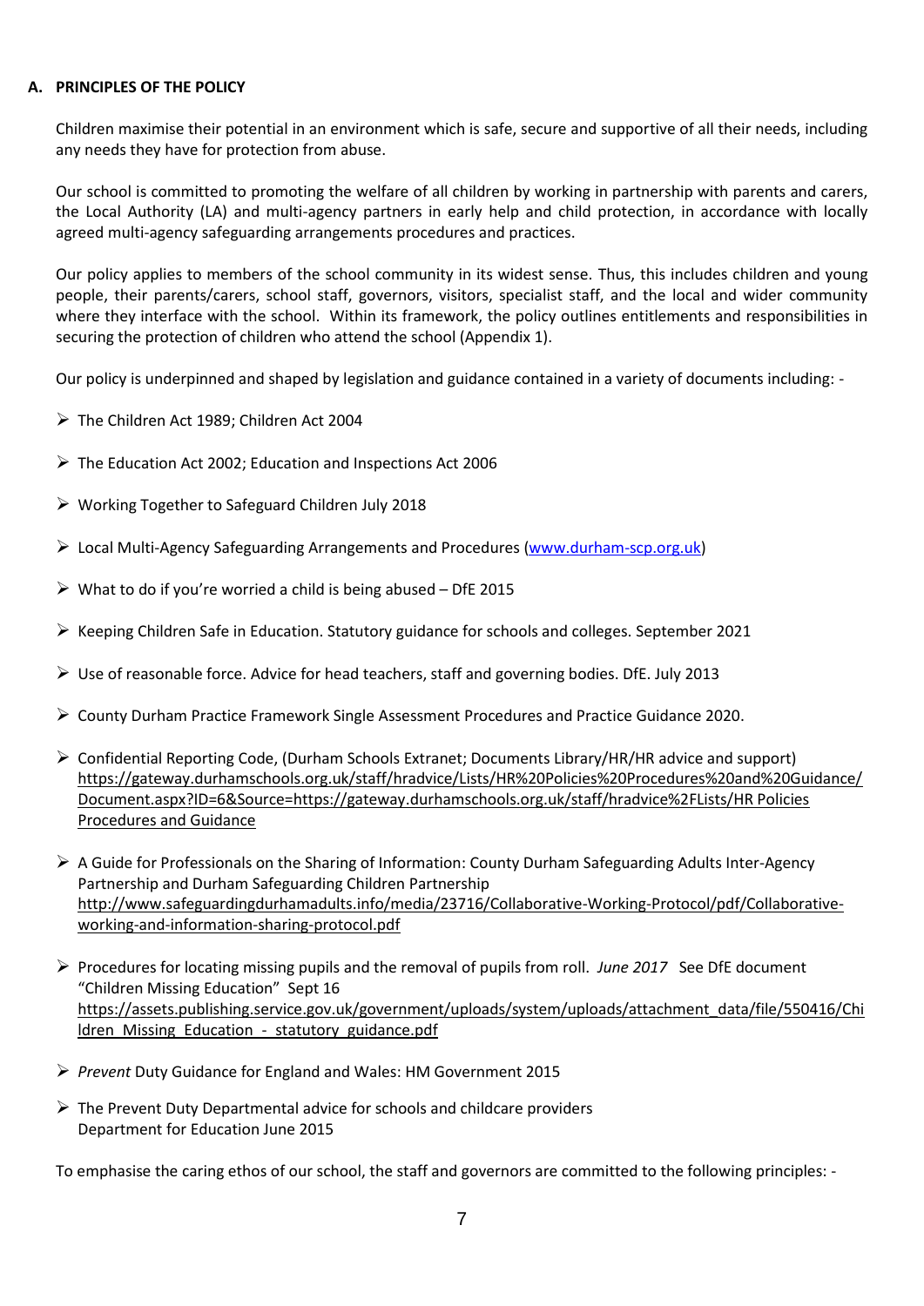## A. PRINCIPLES OF THE POLICY

Children maximise their potential in an environment which is safe, secure and supportive of all their needs, including any needs they have for protection from abuse.

Our school is committed to promoting the welfare of all children by working in partnership with parents and carers, the Local Authority (LA) and multi-agency partners in early help and child protection, in accordance with locally agreed multi-agency safeguarding arrangements procedures and practices.

Our policy applies to members of the school community in its widest sense. Thus, this includes children and young people, their parents/carers, school staff, governors, visitors, specialist staff, and the local and wider community where they interface with the school. Within its framework, the policy outlines entitlements and responsibilities in securing the protection of children who attend the school (Appendix 1).

Our policy is underpinned and shaped by legislation and guidance contained in a variety of documents including: -

- The Children Act 1989; Children Act 2004
- The Education Act 2002; Education and Inspections Act 2006
- Working Together to Safeguard Children July 2018
- Local Multi-Agency Safeguarding Arrangements and Procedures (www.durham-scp.org.uk)
- What to do if you're worried a child is being abused – DfE 2015
- Keeping Children Safe in Education. Statutory guidance for schools and colleges. September 2021
- Use of reasonable force. Advice for head teachers, staff and governing bodies. DfE. July 2013
- County Durham Practice Framework Single Assessment Procedures and Practice Guidance 2020.
- Confidential Reporting Code, (Durham Schools Extranet; Documents Library/HR/HR advice and support) https://gateway.durhamschools.org.uk/staff/hradvice/Lists/HR%20Policies%20Procedures%20and%20Guidance/Document.aspx?ID=6&Source=https://gateway.durhamschools.org.uk/staff/hradvice%2FLists/HR Policies Procedures and Guidance
- A Guide for Professionals on the Sharing of Information: County Durham Safeguarding Adults Inter-Agency Partnership and Durham Safeguarding Children Partnership http://www.safeguardingdurhamadults.info/media/23716/Collaborative-Working-Protocol/pdf/Collaborative-working-and-information-sharing-protocol.pdf
- Procedures for locating missing pupils and the removal of pupils from roll. *June 2017* See DfE document "Children Missing Education" Sept 16 https://assets.publishing.service.gov.uk/government/uploads/system/uploads/attachment_data/file/550416/Children_Missing_Education_-_statutory_guidance.pdf
- *Prevent* Duty Guidance for England and Wales: HM Government 2015
- The Prevent Duty Departmental advice for schools and childcare providers Department for Education June 2015

To emphasise the caring ethos of our school, the staff and governors are committed to the following principles: -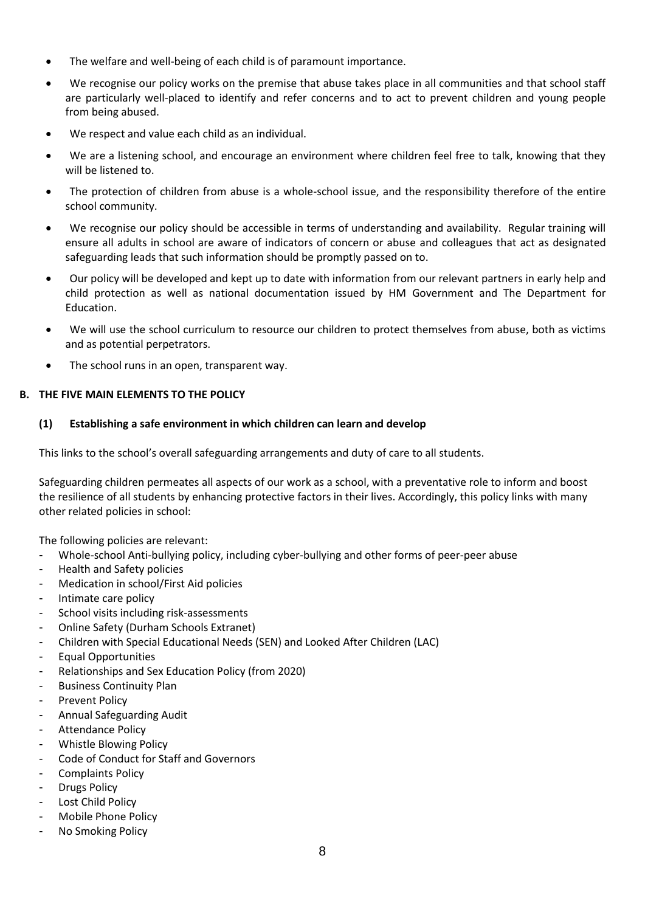- The welfare and well-being of each child is of paramount importance.
- We recognise our policy works on the premise that abuse takes place in all communities and that school staff are particularly well-placed to identify and refer concerns and to act to prevent children and young people from being abused.
- We respect and value each child as an individual.
- We are a listening school, and encourage an environment where children feel free to talk, knowing that they will be listened to.
- The protection of children from abuse is a whole-school issue, and the responsibility therefore of the entire school community.
- We recognise our policy should be accessible in terms of understanding and availability. Regular training will ensure all adults in school are aware of indicators of concern or abuse and colleagues that act as designated safeguarding leads that such information should be promptly passed on to.
- Our policy will be developed and kept up to date with information from our relevant partners in early help and child protection as well as national documentation issued by HM Government and The Department for Education.
- We will use the school curriculum to resource our children to protect themselves from abuse, both as victims and as potential perpetrators.
- The school runs in an open, transparent way.

## B. THE FIVE MAIN ELEMENTS TO THE POLICY

### (1) Establishing a safe environment in which children can learn and develop

This links to the school's overall safeguarding arrangements and duty of care to all students.

Safeguarding children permeates all aspects of our work as a school, with a preventative role to inform and boost the resilience of all students by enhancing protective factors in their lives. Accordingly, this policy links with many other related policies in school:

The following policies are relevant:

- Whole-school Anti-bullying policy, including cyber-bullying and other forms of peer-peer abuse
- Health and Safety policies
- Medication in school/First Aid policies
- Intimate care policy
- School visits including risk-assessments
- Online Safety (Durham Schools Extranet)
- Children with Special Educational Needs (SEN) and Looked After Children (LAC)
- Equal Opportunities
- Relationships and Sex Education Policy (from 2020)
- Business Continuity Plan
- Prevent Policy
- Annual Safeguarding Audit
- Attendance Policy
- Whistle Blowing Policy
- Code of Conduct for Staff and Governors
- Complaints Policy
- Drugs Policy
- Lost Child Policy
- Mobile Phone Policy
- No Smoking Policy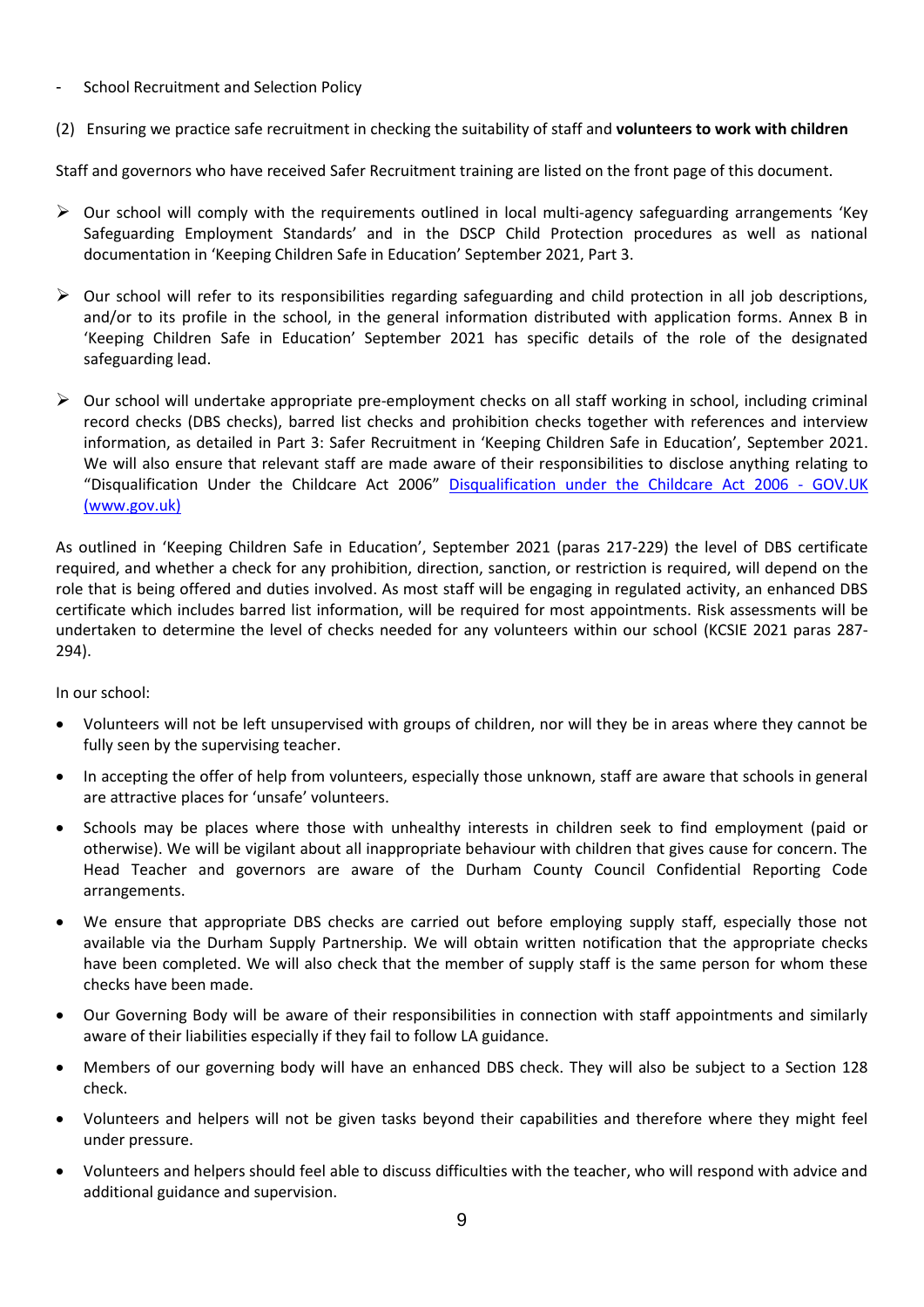- School Recruitment and Selection Policy

(2) Ensuring we practice safe recruitment in checking the suitability of staff and **volunteers to work with children**

Staff and governors who have received Safer Recruitment training are listed on the front page of this document.

- Our school will comply with the requirements outlined in local multi-agency safeguarding arrangements 'Key Safeguarding Employment Standards' and in the DSCP Child Protection procedures as well as national documentation in 'Keeping Children Safe in Education' September 2021, Part 3.

- Our school will refer to its responsibilities regarding safeguarding and child protection in all job descriptions, and/or to its profile in the school, in the general information distributed with application forms. Annex B in 'Keeping Children Safe in Education' September 2021 has specific details of the role of the designated safeguarding lead.

- Our school will undertake appropriate pre-employment checks on all staff working in school, including criminal record checks (DBS checks), barred list checks and prohibition checks together with references and interview information, as detailed in Part 3: Safer Recruitment in 'Keeping Children Safe in Education', September 2021. We will also ensure that relevant staff are made aware of their responsibilities to disclose anything relating to "Disqualification Under the Childcare Act 2006" [Disqualification under the Childcare Act 2006 - GOV.UK (www.gov.uk)]

As outlined in 'Keeping Children Safe in Education', September 2021 (paras 217-229) the level of DBS certificate required, and whether a check for any prohibition, direction, sanction, or restriction is required, will depend on the role that is being offered and duties involved. As most staff will be engaging in regulated activity, an enhanced DBS certificate which includes barred list information, will be required for most appointments. Risk assessments will be undertaken to determine the level of checks needed for any volunteers within our school (KCSIE 2021 paras 287-294).

In our school:

- Volunteers will not be left unsupervised with groups of children, nor will they be in areas where they cannot be fully seen by the supervising teacher.
- In accepting the offer of help from volunteers, especially those unknown, staff are aware that schools in general are attractive places for 'unsafe' volunteers.
- Schools may be places where those with unhealthy interests in children seek to find employment (paid or otherwise). We will be vigilant about all inappropriate behaviour with children that gives cause for concern. The Head Teacher and governors are aware of the Durham County Council Confidential Reporting Code arrangements.
- We ensure that appropriate DBS checks are carried out before employing supply staff, especially those not available via the Durham Supply Partnership. We will obtain written notification that the appropriate checks have been completed. We will also check that the member of supply staff is the same person for whom these checks have been made.
- Our Governing Body will be aware of their responsibilities in connection with staff appointments and similarly aware of their liabilities especially if they fail to follow LA guidance.
- Members of our governing body will have an enhanced DBS check. They will also be subject to a Section 128 check.
- Volunteers and helpers will not be given tasks beyond their capabilities and therefore where they might feel under pressure.
- Volunteers and helpers should feel able to discuss difficulties with the teacher, who will respond with advice and additional guidance and supervision.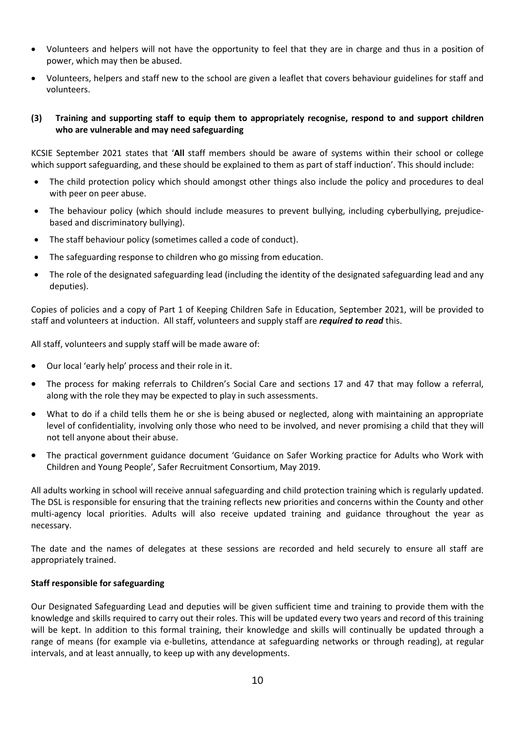- Volunteers and helpers will not have the opportunity to feel that they are in charge and thus in a position of power, which may then be abused.
- Volunteers, helpers and staff new to the school are given a leaflet that covers behaviour guidelines for staff and volunteers.

### (3) Training and supporting staff to equip them to appropriately recognise, respond to and support children who are vulnerable and may need safeguarding

KCSIE September 2021 states that '**All** staff members should be aware of systems within their school or college which support safeguarding, and these should be explained to them as part of staff induction'. This should include:

- The child protection policy which should amongst other things also include the policy and procedures to deal with peer on peer abuse.
- The behaviour policy (which should include measures to prevent bullying, including cyberbullying, prejudice-based and discriminatory bullying).
- The staff behaviour policy (sometimes called a code of conduct).
- The safeguarding response to children who go missing from education.
- The role of the designated safeguarding lead (including the identity of the designated safeguarding lead and any deputies).

Copies of policies and a copy of Part 1 of Keeping Children Safe in Education, September 2021, will be provided to staff and volunteers at induction. All staff, volunteers and supply staff are ***required to read*** this.

All staff, volunteers and supply staff will be made aware of:

- Our local 'early help' process and their role in it.
- The process for making referrals to Children's Social Care and sections 17 and 47 that may follow a referral, along with the role they may be expected to play in such assessments.
- What to do if a child tells them he or she is being abused or neglected, along with maintaining an appropriate level of confidentiality, involving only those who need to be involved, and never promising a child that they will not tell anyone about their abuse.
- The practical government guidance document 'Guidance on Safer Working practice for Adults who Work with Children and Young People', Safer Recruitment Consortium, May 2019.

All adults working in school will receive annual safeguarding and child protection training which is regularly updated. The DSL is responsible for ensuring that the training reflects new priorities and concerns within the County and other multi-agency local priorities. Adults will also receive updated training and guidance throughout the year as necessary.

The date and the names of delegates at these sessions are recorded and held securely to ensure all staff are appropriately trained.

**Staff responsible for safeguarding**

Our Designated Safeguarding Lead and deputies will be given sufficient time and training to provide them with the knowledge and skills required to carry out their roles. This will be updated every two years and record of this training will be kept. In addition to this formal training, their knowledge and skills will continually be updated through a range of means (for example via e-bulletins, attendance at safeguarding networks or through reading), at regular intervals, and at least annually, to keep up with any developments.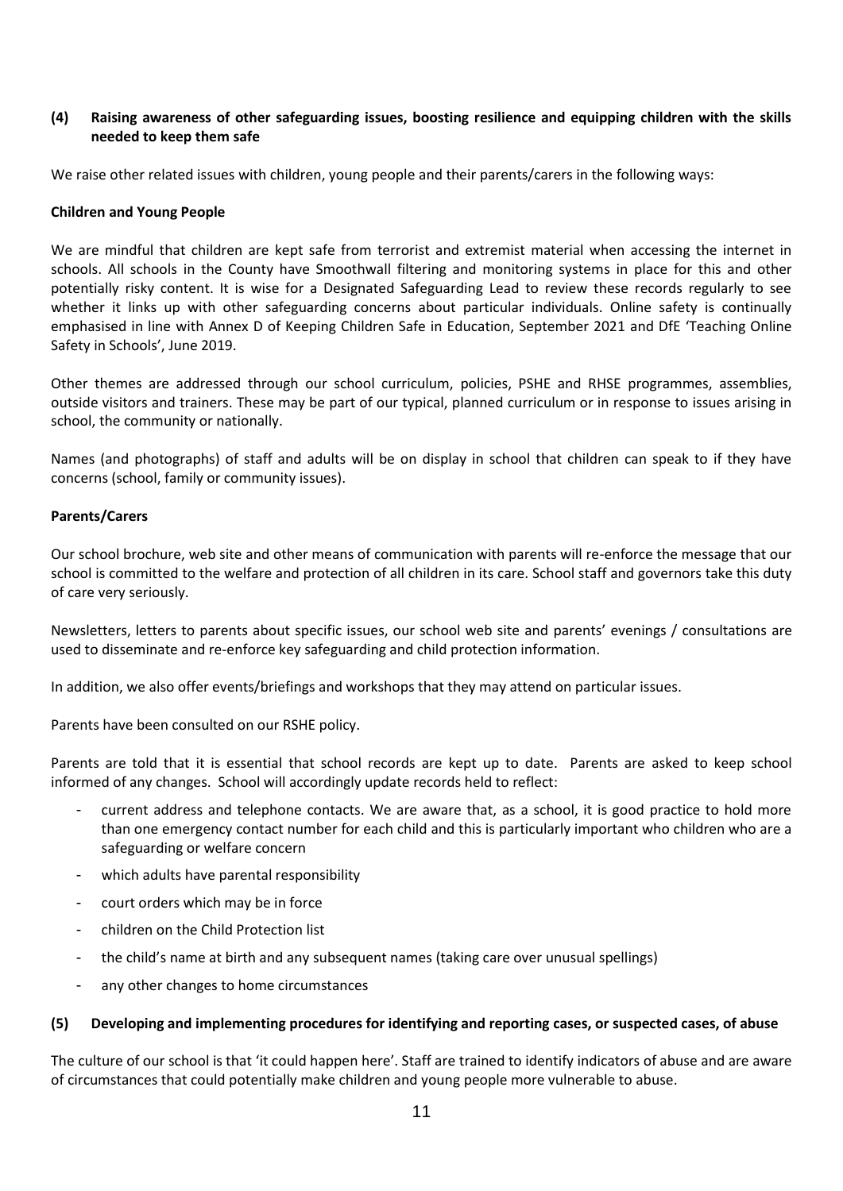**(4) Raising awareness of other safeguarding issues, boosting resilience and equipping children with the skills needed to keep them safe**

We raise other related issues with children, young people and their parents/carers in the following ways:

**Children and Young People**

We are mindful that children are kept safe from terrorist and extremist material when accessing the internet in schools. All schools in the County have Smoothwall filtering and monitoring systems in place for this and other potentially risky content. It is wise for a Designated Safeguarding Lead to review these records regularly to see whether it links up with other safeguarding concerns about particular individuals. Online safety is continually emphasised in line with Annex D of Keeping Children Safe in Education, September 2021 and DfE 'Teaching Online Safety in Schools', June 2019.

Other themes are addressed through our school curriculum, policies, PSHE and RHSE programmes, assemblies, outside visitors and trainers. These may be part of our typical, planned curriculum or in response to issues arising in school, the community or nationally.

Names (and photographs) of staff and adults will be on display in school that children can speak to if they have concerns (school, family or community issues).

**Parents/Carers**

Our school brochure, web site and other means of communication with parents will re-enforce the message that our school is committed to the welfare and protection of all children in its care. School staff and governors take this duty of care very seriously.

Newsletters, letters to parents about specific issues, our school web site and parents' evenings / consultations are used to disseminate and re-enforce key safeguarding and child protection information.

In addition, we also offer events/briefings and workshops that they may attend on particular issues.

Parents have been consulted on our RSHE policy.

Parents are told that it is essential that school records are kept up to date. Parents are asked to keep school informed of any changes. School will accordingly update records held to reflect:

- current address and telephone contacts. We are aware that, as a school, it is good practice to hold more than one emergency contact number for each child and this is particularly important who children who are a safeguarding or welfare concern
- which adults have parental responsibility
- court orders which may be in force
- children on the Child Protection list
- the child's name at birth and any subsequent names (taking care over unusual spellings)
- any other changes to home circumstances

**(5) Developing and implementing procedures for identifying and reporting cases, or suspected cases, of abuse**

The culture of our school is that 'it could happen here'. Staff are trained to identify indicators of abuse and are aware of circumstances that could potentially make children and young people more vulnerable to abuse.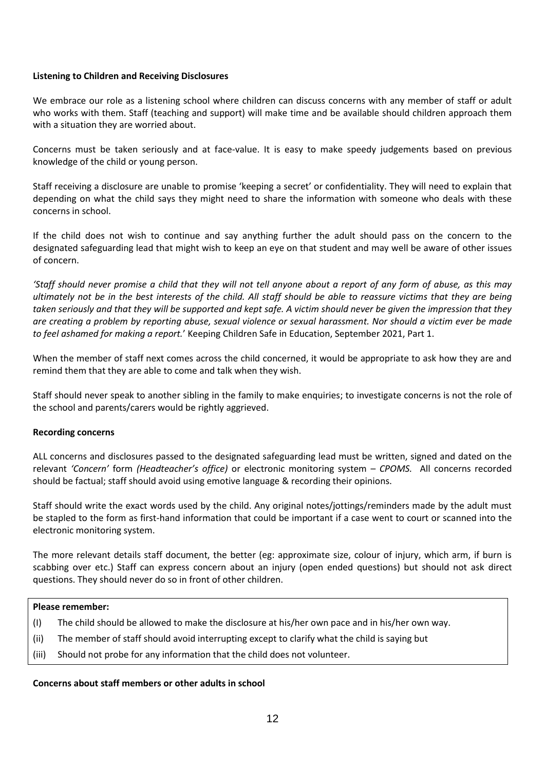**Listening to Children and Receiving Disclosures**

We embrace our role as a listening school where children can discuss concerns with any member of staff or adult who works with them. Staff (teaching and support) will make time and be available should children approach them with a situation they are worried about.

Concerns must be taken seriously and at face-value. It is easy to make speedy judgements based on previous knowledge of the child or young person.

Staff receiving a disclosure are unable to promise 'keeping a secret' or confidentiality. They will need to explain that depending on what the child says they might need to share the information with someone who deals with these concerns in school.

If the child does not wish to continue and say anything further the adult should pass on the concern to the designated safeguarding lead that might wish to keep an eye on that student and may well be aware of other issues of concern.

*'Staff should never promise a child that they will not tell anyone about a report of any form of abuse, as this may ultimately not be in the best interests of the child. All staff should be able to reassure victims that they are being taken seriously and that they will be supported and kept safe. A victim should never be given the impression that they are creating a problem by reporting abuse, sexual violence or sexual harassment. Nor should a victim ever be made to feel ashamed for making a report.'* Keeping Children Safe in Education, September 2021, Part 1.

When the member of staff next comes across the child concerned, it would be appropriate to ask how they are and remind them that they are able to come and talk when they wish.

Staff should never speak to another sibling in the family to make enquiries; to investigate concerns is not the role of the school and parents/carers would be rightly aggrieved.

**Recording concerns**

ALL concerns and disclosures passed to the designated safeguarding lead must be written, signed and dated on the relevant *'Concern'* form *(Headteacher's office)* or electronic monitoring system – *CPOMS.* All concerns recorded should be factual; staff should avoid using emotive language & recording their opinions.

Staff should write the exact words used by the child. Any original notes/jottings/reminders made by the adult must be stapled to the form as first-hand information that could be important if a case went to court or scanned into the electronic monitoring system.

The more relevant details staff document, the better (eg: approximate size, colour of injury, which arm, if burn is scabbing over etc.) Staff can express concern about an injury (open ended questions) but should not ask direct questions. They should never do so in front of other children.

**Please remember:**

(I) The child should be allowed to make the disclosure at his/her own pace and in his/her own way.

(ii) The member of staff should avoid interrupting except to clarify what the child is saying but

(iii) Should not probe for any information that the child does not volunteer.

**Concerns about staff members or other adults in school**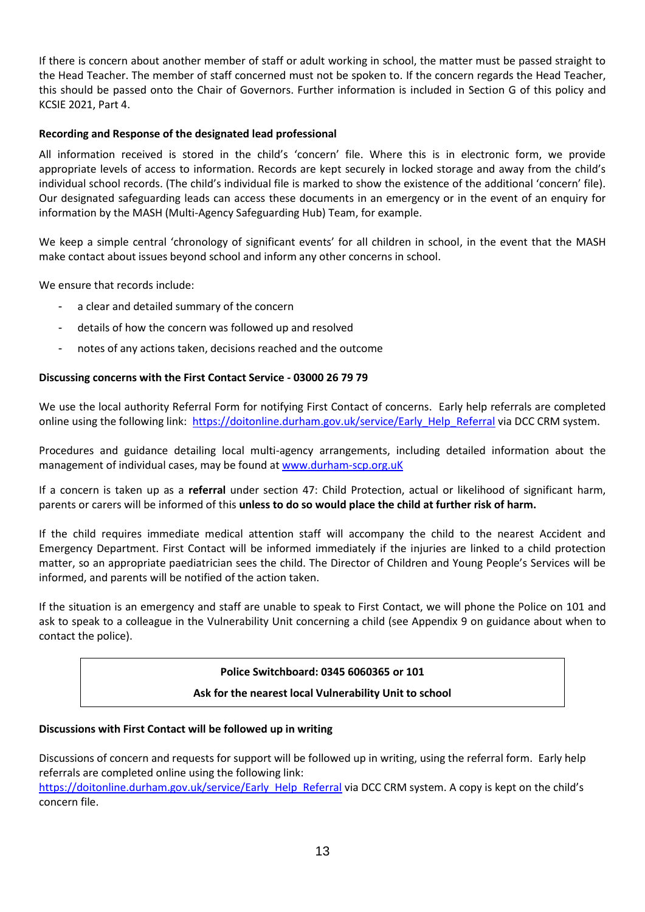If there is concern about another member of staff or adult working in school, the matter must be passed straight to the Head Teacher. The member of staff concerned must not be spoken to. If the concern regards the Head Teacher, this should be passed onto the Chair of Governors. Further information is included in Section G of this policy and KCSIE 2021, Part 4.

**Recording and Response of the designated lead professional**

All information received is stored in the child's 'concern' file. Where this is in electronic form, we provide appropriate levels of access to information. Records are kept securely in locked storage and away from the child's individual school records. (The child's individual file is marked to show the existence of the additional 'concern' file). Our designated safeguarding leads can access these documents in an emergency or in the event of an enquiry for information by the MASH (Multi-Agency Safeguarding Hub) Team, for example.

We keep a simple central 'chronology of significant events' for all children in school, in the event that the MASH make contact about issues beyond school and inform any other concerns in school.

We ensure that records include:

- a clear and detailed summary of the concern
- details of how the concern was followed up and resolved
- notes of any actions taken, decisions reached and the outcome

**Discussing concerns with the First Contact Service - 03000 26 79 79**

We use the local authority Referral Form for notifying First Contact of concerns. Early help referrals are completed online using the following link: https://doitonline.durham.gov.uk/service/Early_Help_Referral via DCC CRM system.

Procedures and guidance detailing local multi-agency arrangements, including detailed information about the management of individual cases, may be found at www.durham-scp.org.uK

If a concern is taken up as a **referral** under section 47: Child Protection, actual or likelihood of significant harm, parents or carers will be informed of this **unless to do so would place the child at further risk of harm.**

If the child requires immediate medical attention staff will accompany the child to the nearest Accident and Emergency Department. First Contact will be informed immediately if the injuries are linked to a child protection matter, so an appropriate paediatrician sees the child. The Director of Children and Young People's Services will be informed, and parents will be notified of the action taken.

If the situation is an emergency and staff are unable to speak to First Contact, we will phone the Police on 101 and ask to speak to a colleague in the Vulnerability Unit concerning a child (see Appendix 9 on guidance about when to contact the police).

**Police Switchboard: 0345 6060365 or 101**

**Ask for the nearest local Vulnerability Unit to school**

**Discussions with First Contact will be followed up in writing**

Discussions of concern and requests for support will be followed up in writing, using the referral form. Early help referrals are completed online using the following link: https://doitonline.durham.gov.uk/service/Early_Help_Referral via DCC CRM system. A copy is kept on the child's concern file.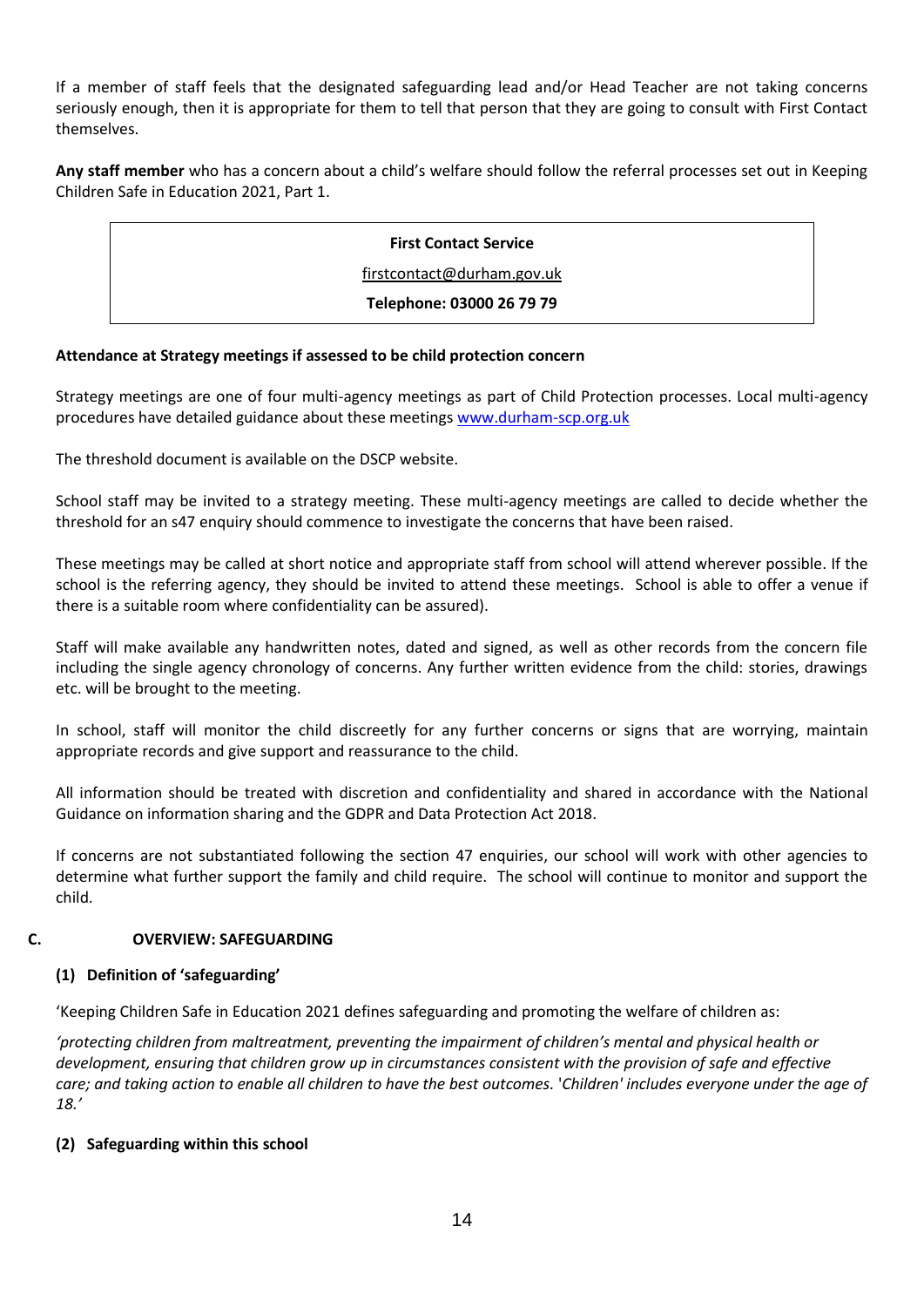If a member of staff feels that the designated safeguarding lead and/or Head Teacher are not taking concerns seriously enough, then it is appropriate for them to tell that person that they are going to consult with First Contact themselves.

**Any staff member** who has a concern about a child's welfare should follow the referral processes set out in Keeping Children Safe in Education 2021, Part 1.

| **First Contact Service** |
|---|
| firstcontact@durham.gov.uk |
| **Telephone: 03000 26 79 79** |

**Attendance at Strategy meetings if assessed to be child protection concern**

Strategy meetings are one of four multi-agency meetings as part of Child Protection processes. Local multi-agency procedures have detailed guidance about these meetings www.durham-scp.org.uk

The threshold document is available on the DSCP website.

School staff may be invited to a strategy meeting. These multi-agency meetings are called to decide whether the threshold for an s47 enquiry should commence to investigate the concerns that have been raised.

These meetings may be called at short notice and appropriate staff from school will attend wherever possible. If the school is the referring agency, they should be invited to attend these meetings. School is able to offer a venue if there is a suitable room where confidentiality can be assured).

Staff will make available any handwritten notes, dated and signed, as well as other records from the concern file including the single agency chronology of concerns. Any further written evidence from the child: stories, drawings etc. will be brought to the meeting.

In school, staff will monitor the child discreetly for any further concerns or signs that are worrying, maintain appropriate records and give support and reassurance to the child.

All information should be treated with discretion and confidentiality and shared in accordance with the National Guidance on information sharing and the GDPR and Data Protection Act 2018.

If concerns are not substantiated following the section 47 enquiries, our school will work with other agencies to determine what further support the family and child require. The school will continue to monitor and support the child.

## C. OVERVIEW: SAFEGUARDING

### (1) Definition of 'safeguarding'

'Keeping Children Safe in Education 2021 defines safeguarding and promoting the welfare of children as:

*'protecting children from maltreatment, preventing the impairment of children's mental and physical health or development, ensuring that children grow up in circumstances consistent with the provision of safe and effective care; and taking action to enable all children to have the best outcomes. 'Children' includes everyone under the age of 18.'*

### (2) Safeguarding within this school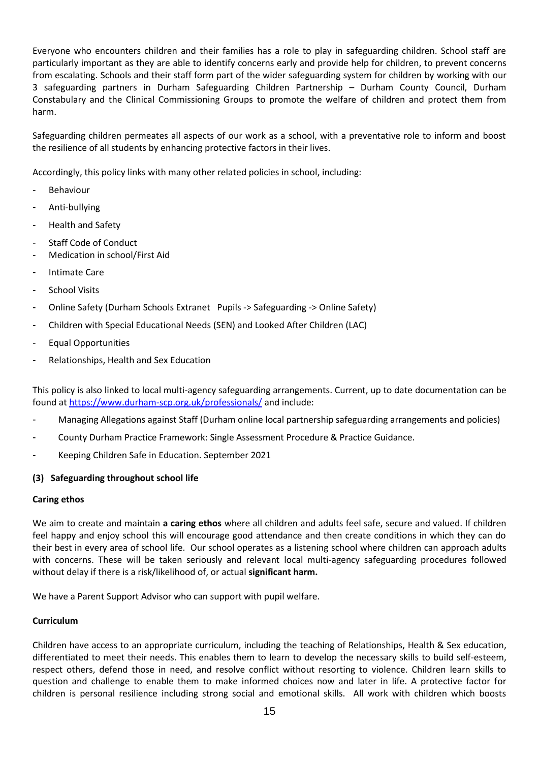Everyone who encounters children and their families has a role to play in safeguarding children. School staff are particularly important as they are able to identify concerns early and provide help for children, to prevent concerns from escalating. Schools and their staff form part of the wider safeguarding system for children by working with our 3 safeguarding partners in Durham Safeguarding Children Partnership – Durham County Council, Durham Constabulary and the Clinical Commissioning Groups to promote the welfare of children and protect them from harm.

Safeguarding children permeates all aspects of our work as a school, with a preventative role to inform and boost the resilience of all students by enhancing protective factors in their lives.

Accordingly, this policy links with many other related policies in school, including:

- Behaviour
- Anti-bullying
- Health and Safety
- Staff Code of Conduct
- Medication in school/First Aid
- Intimate Care
- School Visits
- Online Safety (Durham Schools Extranet Pupils -> Safeguarding -> Online Safety)
- Children with Special Educational Needs (SEN) and Looked After Children (LAC)
- Equal Opportunities
- Relationships, Health and Sex Education

This policy is also linked to local multi-agency safeguarding arrangements. Current, up to date documentation can be found at [https://www.durham-scp.org.uk/professionals/](https://www.durham-scp.org.uk/professionals/) and include:

- Managing Allegations against Staff (Durham online local partnership safeguarding arrangements and policies)
- County Durham Practice Framework: Single Assessment Procedure & Practice Guidance.
- Keeping Children Safe in Education. September 2021

### (3) Safeguarding throughout school life

**Caring ethos**

We aim to create and maintain **a caring ethos** where all children and adults feel safe, secure and valued. If children feel happy and enjoy school this will encourage good attendance and then create conditions in which they can do their best in every area of school life. Our school operates as a listening school where children can approach adults with concerns. These will be taken seriously and relevant local multi-agency safeguarding procedures followed without delay if there is a risk/likelihood of, or actual **significant harm.**

We have a Parent Support Advisor who can support with pupil welfare.

**Curriculum**

Children have access to an appropriate curriculum, including the teaching of Relationships, Health & Sex education, differentiated to meet their needs. This enables them to learn to develop the necessary skills to build self-esteem, respect others, defend those in need, and resolve conflict without resorting to violence. Children learn skills to question and challenge to enable them to make informed choices now and later in life. A protective factor for children is personal resilience including strong social and emotional skills. All work with children which boosts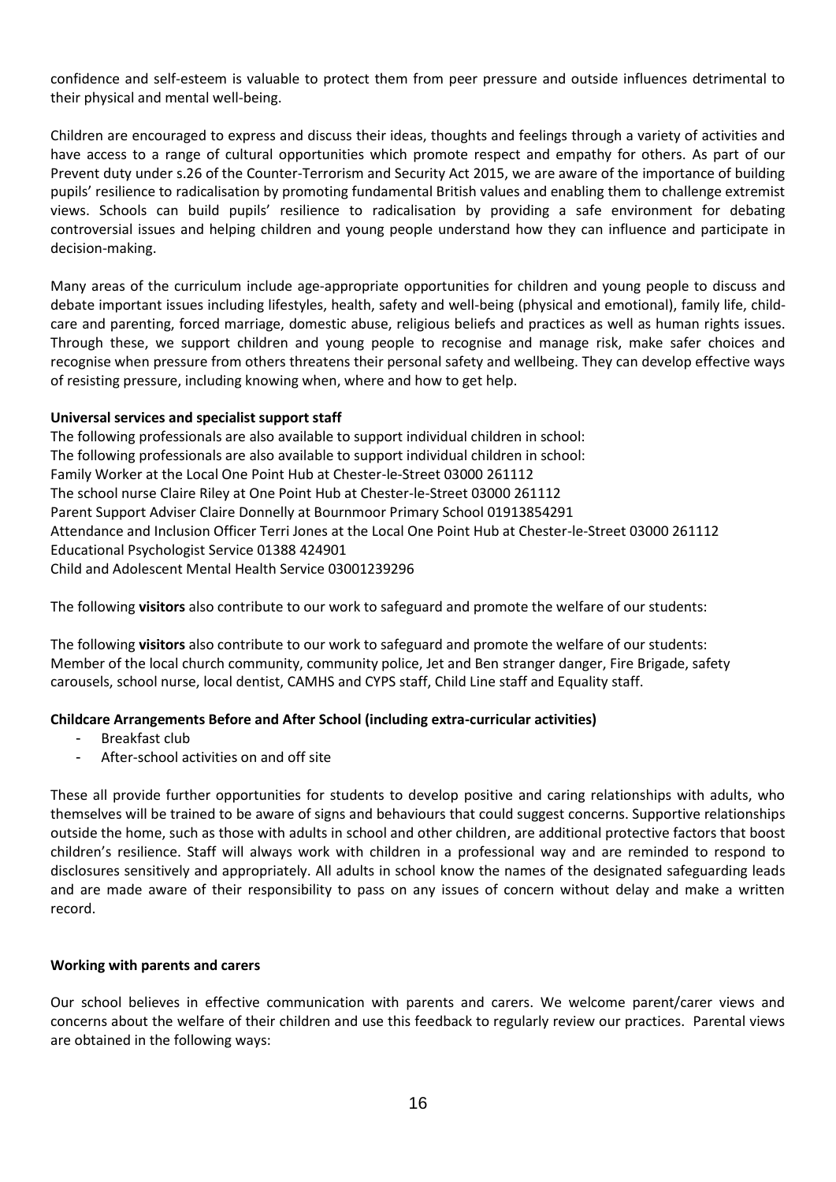confidence and self-esteem is valuable to protect them from peer pressure and outside influences detrimental to their physical and mental well-being.

Children are encouraged to express and discuss their ideas, thoughts and feelings through a variety of activities and have access to a range of cultural opportunities which promote respect and empathy for others. As part of our Prevent duty under s.26 of the Counter-Terrorism and Security Act 2015, we are aware of the importance of building pupils' resilience to radicalisation by promoting fundamental British values and enabling them to challenge extremist views. Schools can build pupils' resilience to radicalisation by providing a safe environment for debating controversial issues and helping children and young people understand how they can influence and participate in decision-making.

Many areas of the curriculum include age-appropriate opportunities for children and young people to discuss and debate important issues including lifestyles, health, safety and well-being (physical and emotional), family life, child-care and parenting, forced marriage, domestic abuse, religious beliefs and practices as well as human rights issues. Through these, we support children and young people to recognise and manage risk, make safer choices and recognise when pressure from others threatens their personal safety and wellbeing. They can develop effective ways of resisting pressure, including knowing when, where and how to get help.

**Universal services and specialist support staff**

The following professionals are also available to support individual children in school:
The following professionals are also available to support individual children in school:
Family Worker at the Local One Point Hub at Chester-le-Street 03000 261112
The school nurse Claire Riley at One Point Hub at Chester-le-Street 03000 261112
Parent Support Adviser Claire Donnelly at Bournmoor Primary School 01913854291
Attendance and Inclusion Officer Terri Jones at the Local One Point Hub at Chester-le-Street 03000 261112
Educational Psychologist Service 01388 424901
Child and Adolescent Mental Health Service 03001239296

The following **visitors** also contribute to our work to safeguard and promote the welfare of our students:

The following **visitors** also contribute to our work to safeguard and promote the welfare of our students:
Member of the local church community, community police, Jet and Ben stranger danger, Fire Brigade, safety carousels, school nurse, local dentist, CAMHS and CYPS staff, Child Line staff and Equality staff.

**Childcare Arrangements Before and After School (including extra-curricular activities)**

- Breakfast club
- After-school activities on and off site

These all provide further opportunities for students to develop positive and caring relationships with adults, who themselves will be trained to be aware of signs and behaviours that could suggest concerns. Supportive relationships outside the home, such as those with adults in school and other children, are additional protective factors that boost children's resilience. Staff will always work with children in a professional way and are reminded to respond to disclosures sensitively and appropriately. All adults in school know the names of the designated safeguarding leads and are made aware of their responsibility to pass on any issues of concern without delay and make a written record.

**Working with parents and carers**

Our school believes in effective communication with parents and carers. We welcome parent/carer views and concerns about the welfare of their children and use this feedback to regularly review our practices. Parental views are obtained in the following ways: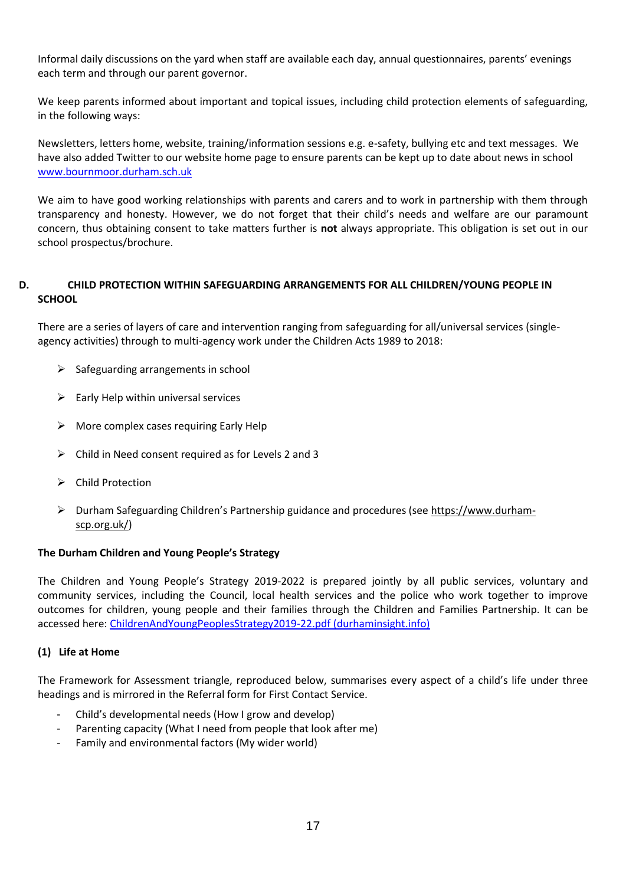Informal daily discussions on the yard when staff are available each day, annual questionnaires, parents' evenings each term and through our parent governor.

We keep parents informed about important and topical issues, including child protection elements of safeguarding, in the following ways:

Newsletters, letters home, website, training/information sessions e.g. e-safety, bullying etc and text messages. We have also added Twitter to our website home page to ensure parents can be kept up to date about news in school [www.bournmoor.durham.sch.uk](www.bournmoor.durham.sch.uk)

We aim to have good working relationships with parents and carers and to work in partnership with them through transparency and honesty. However, we do not forget that their child's needs and welfare are our paramount concern, thus obtaining consent to take matters further is **not** always appropriate. This obligation is set out in our school prospectus/brochure.

## D. CHILD PROTECTION WITHIN SAFEGUARDING ARRANGEMENTS FOR ALL CHILDREN/YOUNG PEOPLE IN SCHOOL

There are a series of layers of care and intervention ranging from safeguarding for all/universal services (single-agency activities) through to multi-agency work under the Children Acts 1989 to 2018:

- Safeguarding arrangements in school
- Early Help within universal services
- More complex cases requiring Early Help
- Child in Need consent required as for Levels 2 and 3
- Child Protection
- Durham Safeguarding Children's Partnership guidance and procedures (see https://www.durham-scp.org.uk/)

**The Durham Children and Young People's Strategy**

The Children and Young People's Strategy 2019-2022 is prepared jointly by all public services, voluntary and community services, including the Council, local health services and the police who work together to improve outcomes for children, young people and their families through the Children and Families Partnership. It can be accessed here: ChildrenAndYoungPeoplesStrategy2019-22.pdf (durhaminsight.info)

**(1) Life at Home**

The Framework for Assessment triangle, reproduced below, summarises every aspect of a child's life under three headings and is mirrored in the Referral form for First Contact Service.

- Child's developmental needs (How I grow and develop)
- Parenting capacity (What I need from people that look after me)
- Family and environmental factors (My wider world)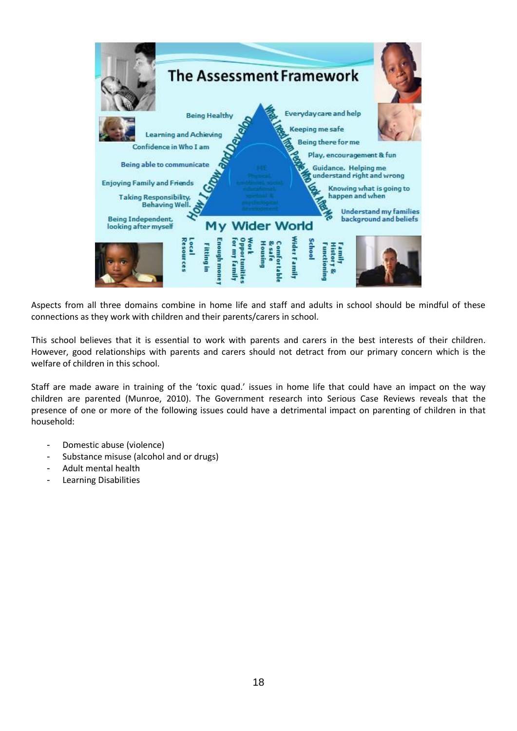**The Assessment Framework**

- Being Healthy
- Learning and Achieving
- Confidence in Who I am
- Being able to communicate
- Enjoying Family and Friends
- Taking Responsibility, Behaving Well.
- Being Independent, looking after myself

How I Grow and Develop

What I need from People Who Look After Me

- Everyday care and help
- Keeping me safe
- Being there for me
- Play, encouragement & fun
- Guidance. Helping me understand right and wrong
- Knowing what is going to happen and when
- Understand my families background and beliefs

ME
Physical, emotional, social, educational, spiritual & psychological development

My Wider World

- Local Resources
- Fitting in
- Enough money
- Work Opportunities for my family
- Housing
- Comfortable & safe
- Wider Family
- School
- Family History & Functioning

Aspects from all three domains combine in home life and staff and adults in school should be mindful of these connections as they work with children and their parents/carers in school.

This school believes that it is essential to work with parents and carers in the best interests of their children. However, good relationships with parents and carers should not detract from our primary concern which is the welfare of children in this school.

Staff are made aware in training of the 'toxic quad.' issues in home life that could have an impact on the way children are parented (Munroe, 2010). The Government research into Serious Case Reviews reveals that the presence of one or more of the following issues could have a detrimental impact on parenting of children in that household:

- Domestic abuse (violence)
- Substance misuse (alcohol and or drugs)
- Adult mental health
- Learning Disabilities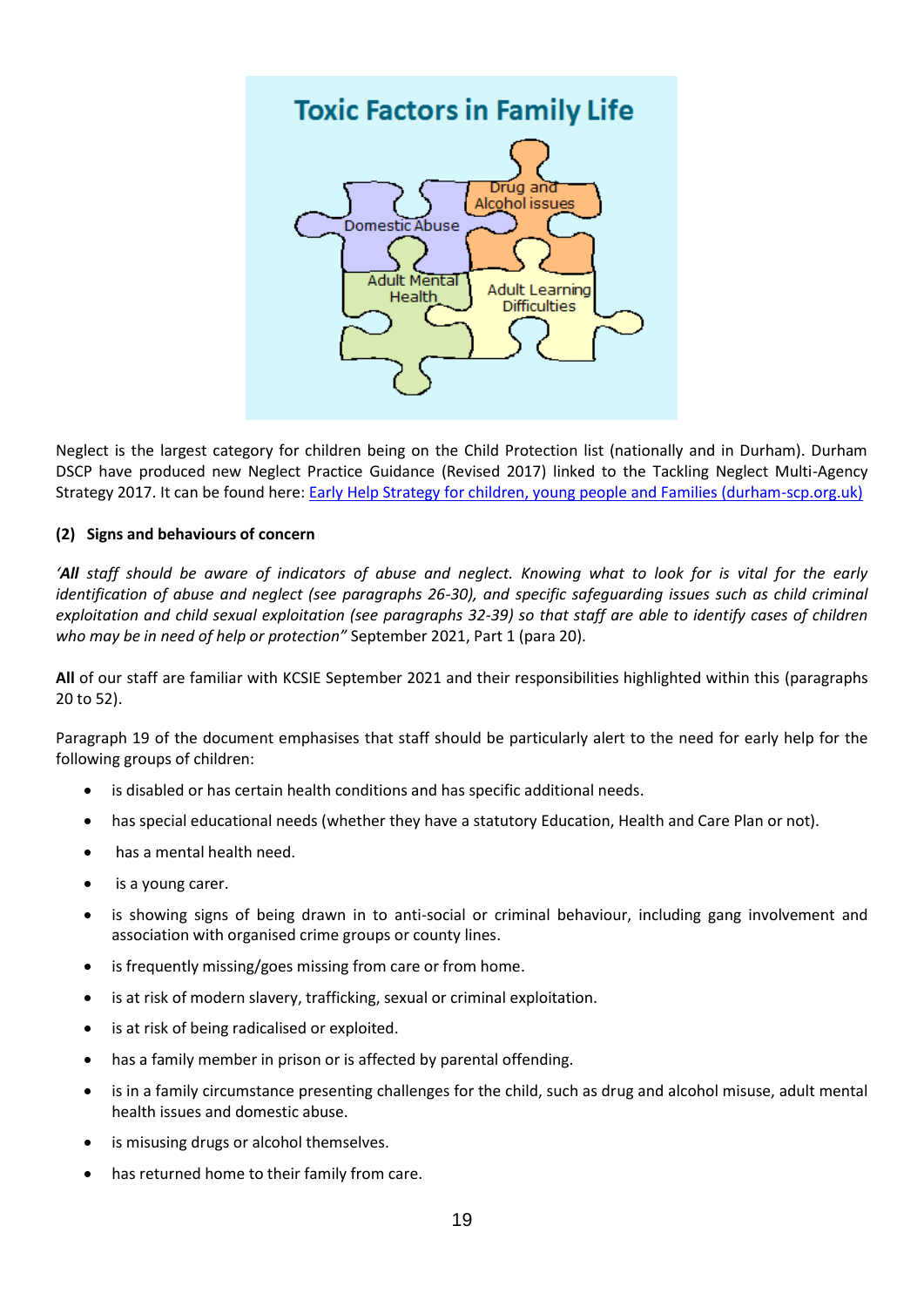**Toxic Factors in Family Life**

Domestic Abuse

Drug and Alcohol issues

Adult Mental Health

Adult Learning Difficulties

Neglect is the largest category for children being on the Child Protection list (nationally and in Durham). Durham DSCP have produced new Neglect Practice Guidance (Revised 2017) linked to the Tackling Neglect Multi-Agency Strategy 2017. It can be found here: [Early Help Strategy for children, young people and Families (durham-scp.org.uk)](durham-scp.org.uk)

**(2) Signs and behaviours of concern**

*'**All** staff should be aware of indicators of abuse and neglect. Knowing what to look for is vital for the early identification of abuse and neglect (see paragraphs 26-30), and specific safeguarding issues such as child criminal exploitation and child sexual exploitation (see paragraphs 32-39) so that staff are able to identify cases of children who may be in need of help or protection"* September 2021, Part 1 (para 20).

**All** of our staff are familiar with KCSIE September 2021 and their responsibilities highlighted within this (paragraphs 20 to 52).

Paragraph 19 of the document emphasises that staff should be particularly alert to the need for early help for the following groups of children:

- is disabled or has certain health conditions and has specific additional needs.
- has special educational needs (whether they have a statutory Education, Health and Care Plan or not).
- has a mental health need.
- is a young carer.
- is showing signs of being drawn in to anti-social or criminal behaviour, including gang involvement and association with organised crime groups or county lines.
- is frequently missing/goes missing from care or from home.
- is at risk of modern slavery, trafficking, sexual or criminal exploitation.
- is at risk of being radicalised or exploited.
- has a family member in prison or is affected by parental offending.
- is in a family circumstance presenting challenges for the child, such as drug and alcohol misuse, adult mental health issues and domestic abuse.
- is misusing drugs or alcohol themselves.
- has returned home to their family from care.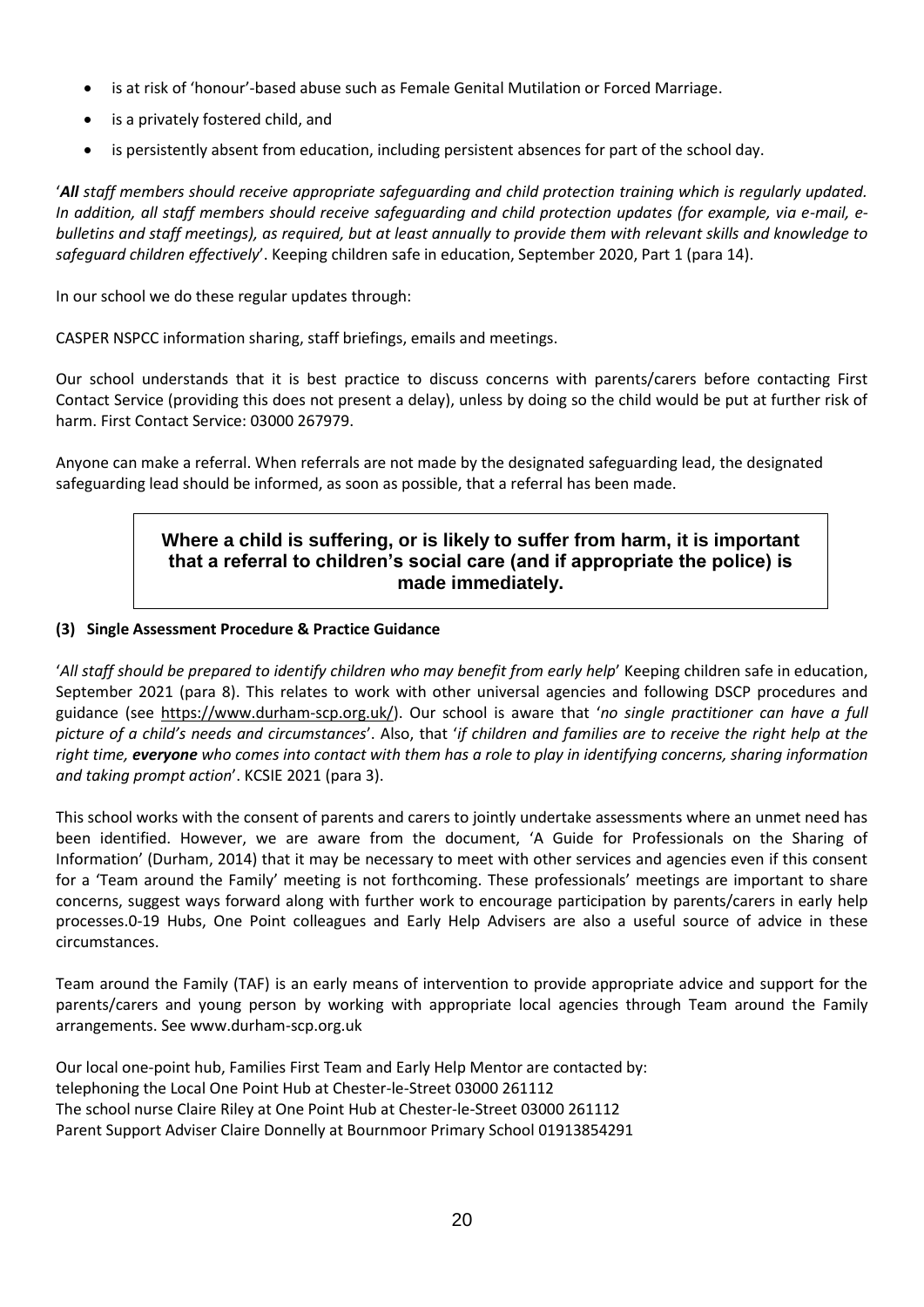- is at risk of 'honour'-based abuse such as Female Genital Mutilation or Forced Marriage.
- is a privately fostered child, and
- is persistently absent from education, including persistent absences for part of the school day.

'***All** staff members should receive appropriate safeguarding and child protection training which is regularly updated. In addition, all staff members should receive safeguarding and child protection updates (for example, via e-mail, e-bulletins and staff meetings), as required, but at least annually to provide them with relevant skills and knowledge to safeguard children effectively*'. Keeping children safe in education, September 2020, Part 1 (para 14).

In our school we do these regular updates through:

CASPER NSPCC information sharing, staff briefings, emails and meetings.

Our school understands that it is best practice to discuss concerns with parents/carers before contacting First Contact Service (providing this does not present a delay), unless by doing so the child would be put at further risk of harm. First Contact Service: 03000 267979.

Anyone can make a referral. When referrals are not made by the designated safeguarding lead, the designated safeguarding lead should be informed, as soon as possible, that a referral has been made.

> **Where a child is suffering, or is likely to suffer from harm, it is important that a referral to children's social care (and if appropriate the police) is made immediately.**

**(3) Single Assessment Procedure & Practice Guidance**

'*All staff should be prepared to identify children who may benefit from early help*' Keeping children safe in education, September 2021 (para 8). This relates to work with other universal agencies and following DSCP procedures and guidance (see https://www.durham-scp.org.uk/). Our school is aware that '*no single practitioner can have a full picture of a child's needs and circumstances*'. Also, that '*if children and families are to receive the right help at the right time, **everyone** who comes into contact with them has a role to play in identifying concerns, sharing information and taking prompt action*'. KCSIE 2021 (para 3).

This school works with the consent of parents and carers to jointly undertake assessments where an unmet need has been identified. However, we are aware from the document, 'A Guide for Professionals on the Sharing of Information' (Durham, 2014) that it may be necessary to meet with other services and agencies even if this consent for a 'Team around the Family' meeting is not forthcoming. These professionals' meetings are important to share concerns, suggest ways forward along with further work to encourage participation by parents/carers in early help processes.0-19 Hubs, One Point colleagues and Early Help Advisers are also a useful source of advice in these circumstances.

Team around the Family (TAF) is an early means of intervention to provide appropriate advice and support for the parents/carers and young person by working with appropriate local agencies through Team around the Family arrangements. See www.durham-scp.org.uk

Our local one-point hub, Families First Team and Early Help Mentor are contacted by:
telephoning the Local One Point Hub at Chester-le-Street 03000 261112
The school nurse Claire Riley at One Point Hub at Chester-le-Street 03000 261112
Parent Support Adviser Claire Donnelly at Bournmoor Primary School 01913854291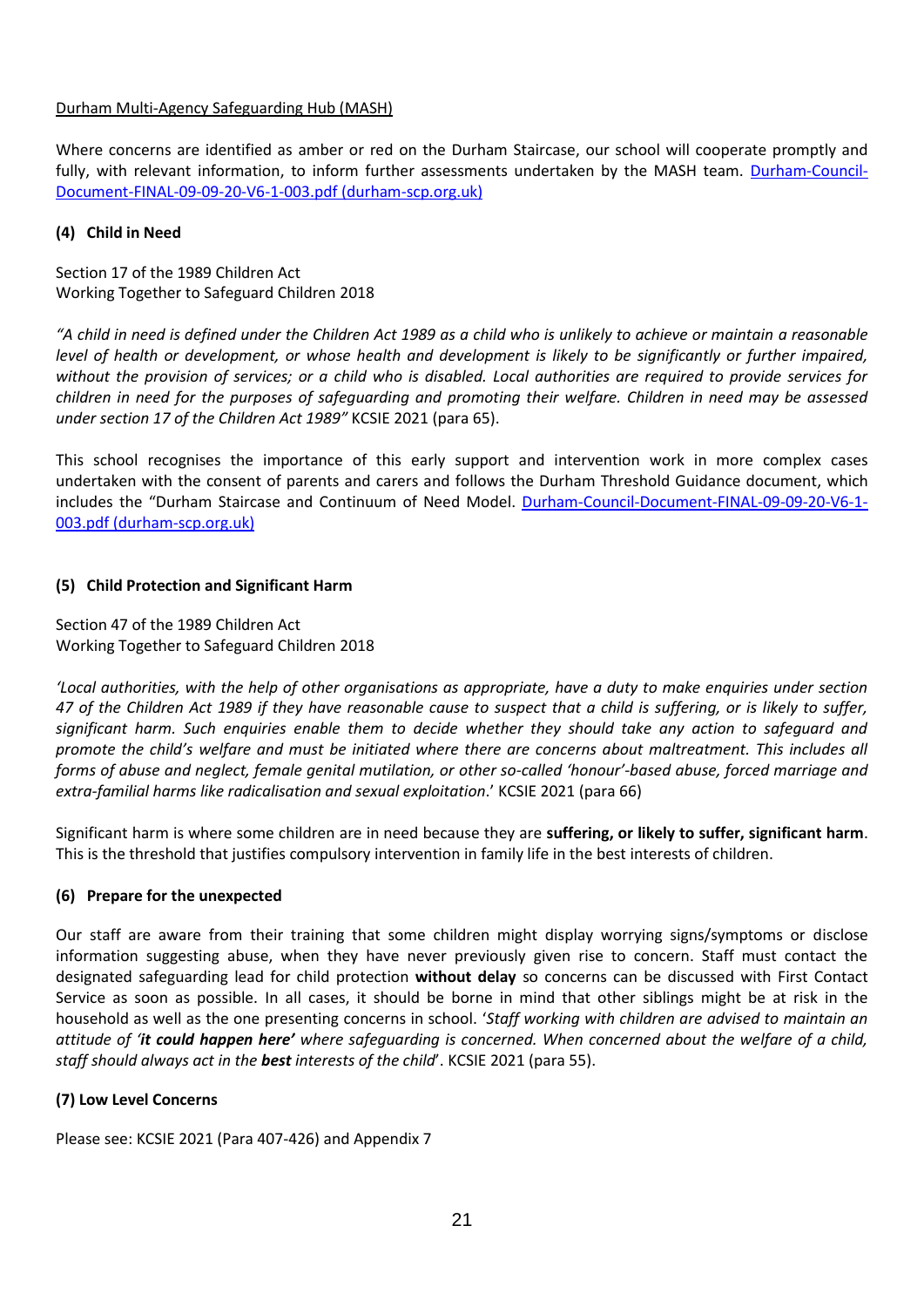Durham Multi-Agency Safeguarding Hub (MASH)

Where concerns are identified as amber or red on the Durham Staircase, our school will cooperate promptly and fully, with relevant information, to inform further assessments undertaken by the MASH team. [Durham-Council-Document-FINAL-09-09-20-V6-1-003.pdf (durham-scp.org.uk)]

### (4) Child in Need

Section 17 of the 1989 Children Act
Working Together to Safeguard Children 2018

*"A child in need is defined under the Children Act 1989 as a child who is unlikely to achieve or maintain a reasonable level of health or development, or whose health and development is likely to be significantly or further impaired, without the provision of services; or a child who is disabled. Local authorities are required to provide services for children in need for the purposes of safeguarding and promoting their welfare. Children in need may be assessed under section 17 of the Children Act 1989"* KCSIE 2021 (para 65).

This school recognises the importance of this early support and intervention work in more complex cases undertaken with the consent of parents and carers and follows the Durham Threshold Guidance document, which includes the "Durham Staircase and Continuum of Need Model. [Durham-Council-Document-FINAL-09-09-20-V6-1-003.pdf (durham-scp.org.uk)]

### (5) Child Protection and Significant Harm

Section 47 of the 1989 Children Act
Working Together to Safeguard Children 2018

*'Local authorities, with the help of other organisations as appropriate, have a duty to make enquiries under section 47 of the Children Act 1989 if they have reasonable cause to suspect that a child is suffering, or is likely to suffer, significant harm. Such enquiries enable them to decide whether they should take any action to safeguard and promote the child's welfare and must be initiated where there are concerns about maltreatment. This includes all forms of abuse and neglect, female genital mutilation, or other so-called 'honour'-based abuse, forced marriage and extra-familial harms like radicalisation and sexual exploitation*.' KCSIE 2021 (para 66)

Significant harm is where some children are in need because they are **suffering, or likely to suffer, significant harm**. This is the threshold that justifies compulsory intervention in family life in the best interests of children.

### (6) Prepare for the unexpected

Our staff are aware from their training that some children might display worrying signs/symptoms or disclose information suggesting abuse, when they have never previously given rise to concern. Staff must contact the designated safeguarding lead for child protection **without delay** so concerns can be discussed with First Contact Service as soon as possible. In all cases, it should be borne in mind that other siblings might be at risk in the household as well as the one presenting concerns in school. '*Staff working with children are advised to maintain an attitude of '**it could happen here'** where safeguarding is concerned. When concerned about the welfare of a child, staff should always act in the **best** interests of the child*'. KCSIE 2021 (para 55).

### (7) Low Level Concerns

Please see: KCSIE 2021 (Para 407-426) and Appendix 7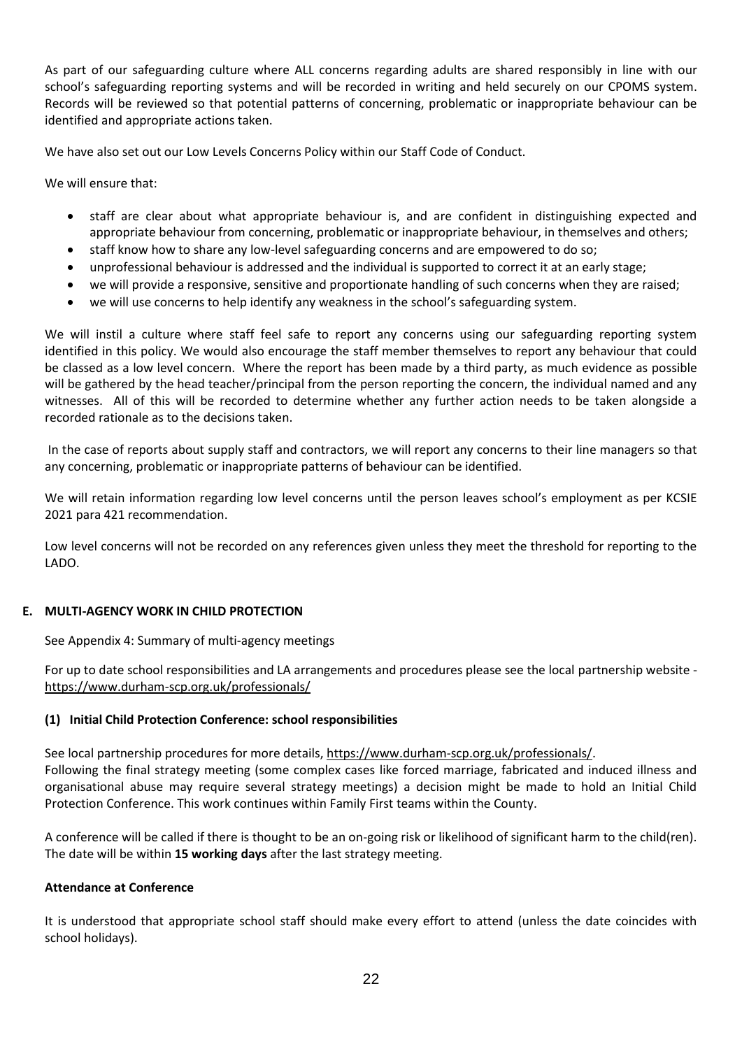As part of our safeguarding culture where ALL concerns regarding adults are shared responsibly in line with our school's safeguarding reporting systems and will be recorded in writing and held securely on our CPOMS system. Records will be reviewed so that potential patterns of concerning, problematic or inappropriate behaviour can be identified and appropriate actions taken.

We have also set out our Low Levels Concerns Policy within our Staff Code of Conduct.

We will ensure that:

- staff are clear about what appropriate behaviour is, and are confident in distinguishing expected and appropriate behaviour from concerning, problematic or inappropriate behaviour, in themselves and others;
- staff know how to share any low-level safeguarding concerns and are empowered to do so;
- unprofessional behaviour is addressed and the individual is supported to correct it at an early stage;
- we will provide a responsive, sensitive and proportionate handling of such concerns when they are raised;
- we will use concerns to help identify any weakness in the school's safeguarding system.

We will instil a culture where staff feel safe to report any concerns using our safeguarding reporting system identified in this policy. We would also encourage the staff member themselves to report any behaviour that could be classed as a low level concern. Where the report has been made by a third party, as much evidence as possible will be gathered by the head teacher/principal from the person reporting the concern, the individual named and any witnesses. All of this will be recorded to determine whether any further action needs to be taken alongside a recorded rationale as to the decisions taken.

In the case of reports about supply staff and contractors, we will report any concerns to their line managers so that any concerning, problematic or inappropriate patterns of behaviour can be identified.

We will retain information regarding low level concerns until the person leaves school's employment as per KCSIE 2021 para 421 recommendation.

Low level concerns will not be recorded on any references given unless they meet the threshold for reporting to the LADO.

## E. MULTI-AGENCY WORK IN CHILD PROTECTION

See Appendix 4: Summary of multi-agency meetings

For up to date school responsibilities and LA arrangements and procedures please see the local partnership website - https://www.durham-scp.org.uk/professionals/

### (1) Initial Child Protection Conference: school responsibilities

See local partnership procedures for more details, https://www.durham-scp.org.uk/professionals/.
Following the final strategy meeting (some complex cases like forced marriage, fabricated and induced illness and organisational abuse may require several strategy meetings) a decision might be made to hold an Initial Child Protection Conference. This work continues within Family First teams within the County.

A conference will be called if there is thought to be an on-going risk or likelihood of significant harm to the child(ren). The date will be within **15 working days** after the last strategy meeting.

#### Attendance at Conference

It is understood that appropriate school staff should make every effort to attend (unless the date coincides with school holidays).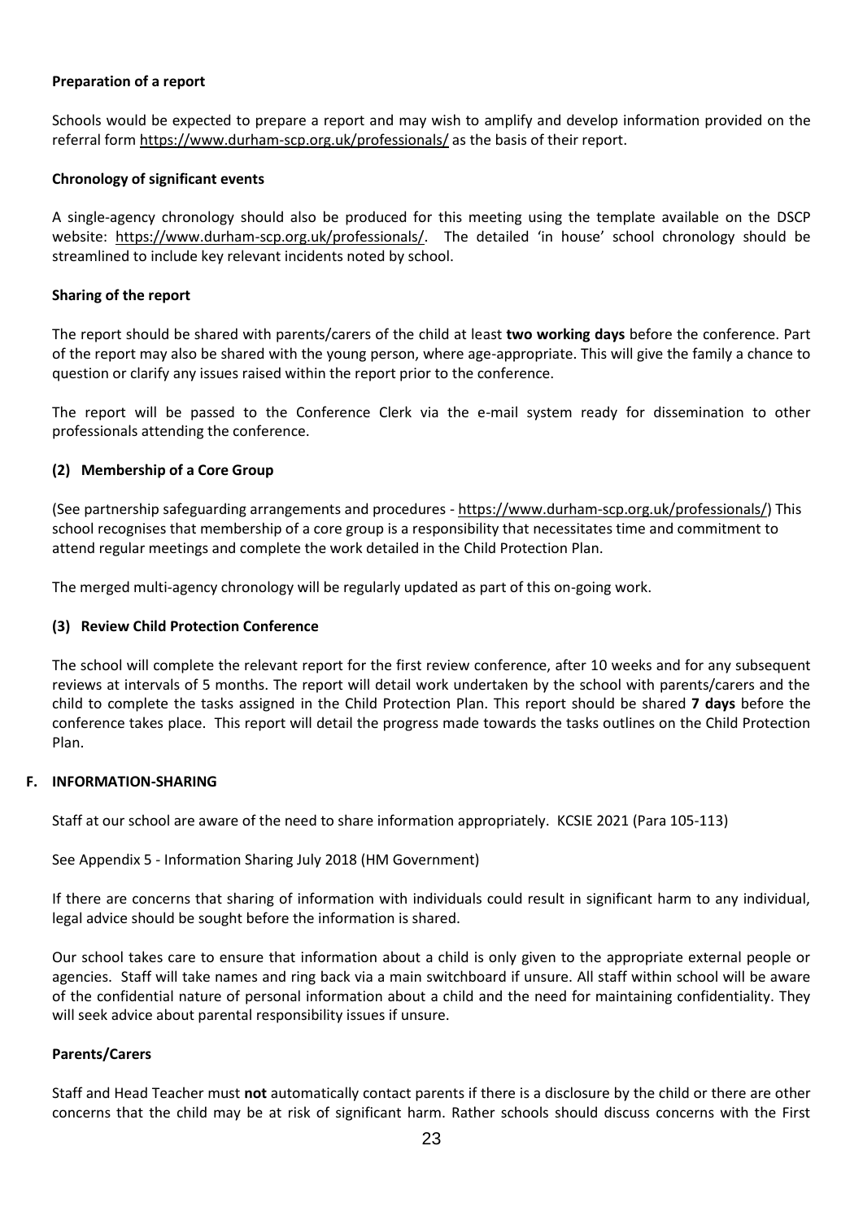**Preparation of a report**

Schools would be expected to prepare a report and may wish to amplify and develop information provided on the referral form https://www.durham-scp.org.uk/professionals/ as the basis of their report.

**Chronology of significant events**

A single-agency chronology should also be produced for this meeting using the template available on the DSCP website: https://www.durham-scp.org.uk/professionals/. The detailed 'in house' school chronology should be streamlined to include key relevant incidents noted by school.

**Sharing of the report**

The report should be shared with parents/carers of the child at least **two working days** before the conference. Part of the report may also be shared with the young person, where age-appropriate. This will give the family a chance to question or clarify any issues raised within the report prior to the conference.

The report will be passed to the Conference Clerk via the e-mail system ready for dissemination to other professionals attending the conference.

**(2) Membership of a Core Group**

(See partnership safeguarding arrangements and procedures - https://www.durham-scp.org.uk/professionals/) This school recognises that membership of a core group is a responsibility that necessitates time and commitment to attend regular meetings and complete the work detailed in the Child Protection Plan.

The merged multi-agency chronology will be regularly updated as part of this on-going work.

**(3) Review Child Protection Conference**

The school will complete the relevant report for the first review conference, after 10 weeks and for any subsequent reviews at intervals of 5 months. The report will detail work undertaken by the school with parents/carers and the child to complete the tasks assigned in the Child Protection Plan. This report should be shared **7 days** before the conference takes place. This report will detail the progress made towards the tasks outlines on the Child Protection Plan.

**F. INFORMATION-SHARING**

Staff at our school are aware of the need to share information appropriately. KCSIE 2021 (Para 105-113)

See Appendix 5 - Information Sharing July 2018 (HM Government)

If there are concerns that sharing of information with individuals could result in significant harm to any individual, legal advice should be sought before the information is shared.

Our school takes care to ensure that information about a child is only given to the appropriate external people or agencies. Staff will take names and ring back via a main switchboard if unsure. All staff within school will be aware of the confidential nature of personal information about a child and the need for maintaining confidentiality. They will seek advice about parental responsibility issues if unsure.

**Parents/Carers**

Staff and Head Teacher must **not** automatically contact parents if there is a disclosure by the child or there are other concerns that the child may be at risk of significant harm. Rather schools should discuss concerns with the First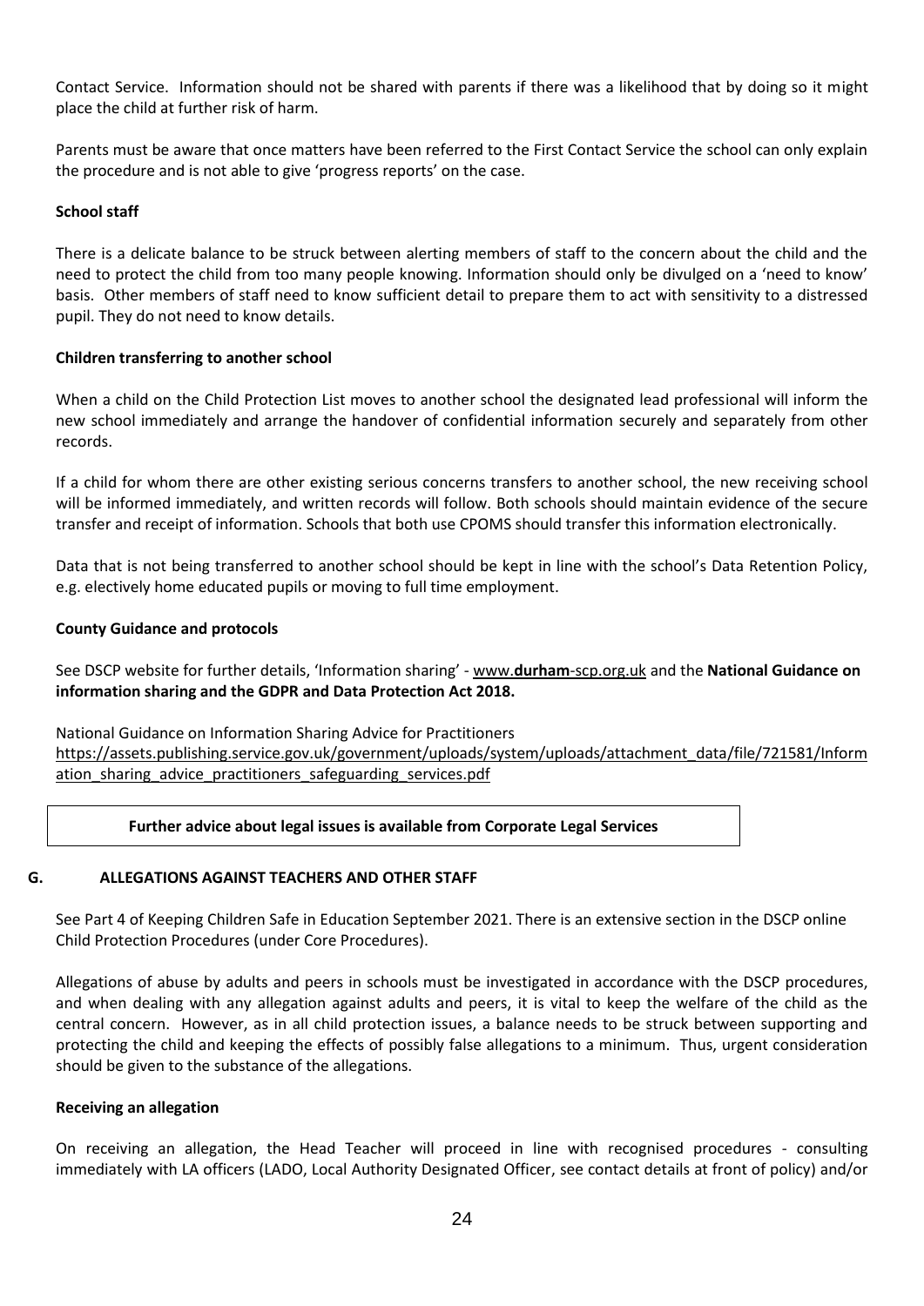Contact Service. Information should not be shared with parents if there was a likelihood that by doing so it might place the child at further risk of harm.

Parents must be aware that once matters have been referred to the First Contact Service the school can only explain the procedure and is not able to give 'progress reports' on the case.

**School staff**

There is a delicate balance to be struck between alerting members of staff to the concern about the child and the need to protect the child from too many people knowing. Information should only be divulged on a 'need to know' basis. Other members of staff need to know sufficient detail to prepare them to act with sensitivity to a distressed pupil. They do not need to know details.

**Children transferring to another school**

When a child on the Child Protection List moves to another school the designated lead professional will inform the new school immediately and arrange the handover of confidential information securely and separately from other records.

If a child for whom there are other existing serious concerns transfers to another school, the new receiving school will be informed immediately, and written records will follow. Both schools should maintain evidence of the secure transfer and receipt of information. Schools that both use CPOMS should transfer this information electronically.

Data that is not being transferred to another school should be kept in line with the school's Data Retention Policy, e.g. electively home educated pupils or moving to full time employment.

**County Guidance and protocols**

See DSCP website for further details, 'Information sharing' - www.**durham**-scp.org.uk and the **National Guidance on information sharing and the GDPR and Data Protection Act 2018.**

National Guidance on Information Sharing Advice for Practitioners
https://assets.publishing.service.gov.uk/government/uploads/system/uploads/attachment_data/file/721581/Information_sharing_advice_practitioners_safeguarding_services.pdf

**Further advice about legal issues is available from Corporate Legal Services**

## G. ALLEGATIONS AGAINST TEACHERS AND OTHER STAFF

See Part 4 of Keeping Children Safe in Education September 2021. There is an extensive section in the DSCP online Child Protection Procedures (under Core Procedures).

Allegations of abuse by adults and peers in schools must be investigated in accordance with the DSCP procedures, and when dealing with any allegation against adults and peers, it is vital to keep the welfare of the child as the central concern. However, as in all child protection issues, a balance needs to be struck between supporting and protecting the child and keeping the effects of possibly false allegations to a minimum. Thus, urgent consideration should be given to the substance of the allegations.

**Receiving an allegation**

On receiving an allegation, the Head Teacher will proceed in line with recognised procedures - consulting immediately with LA officers (LADO, Local Authority Designated Officer, see contact details at front of policy) and/or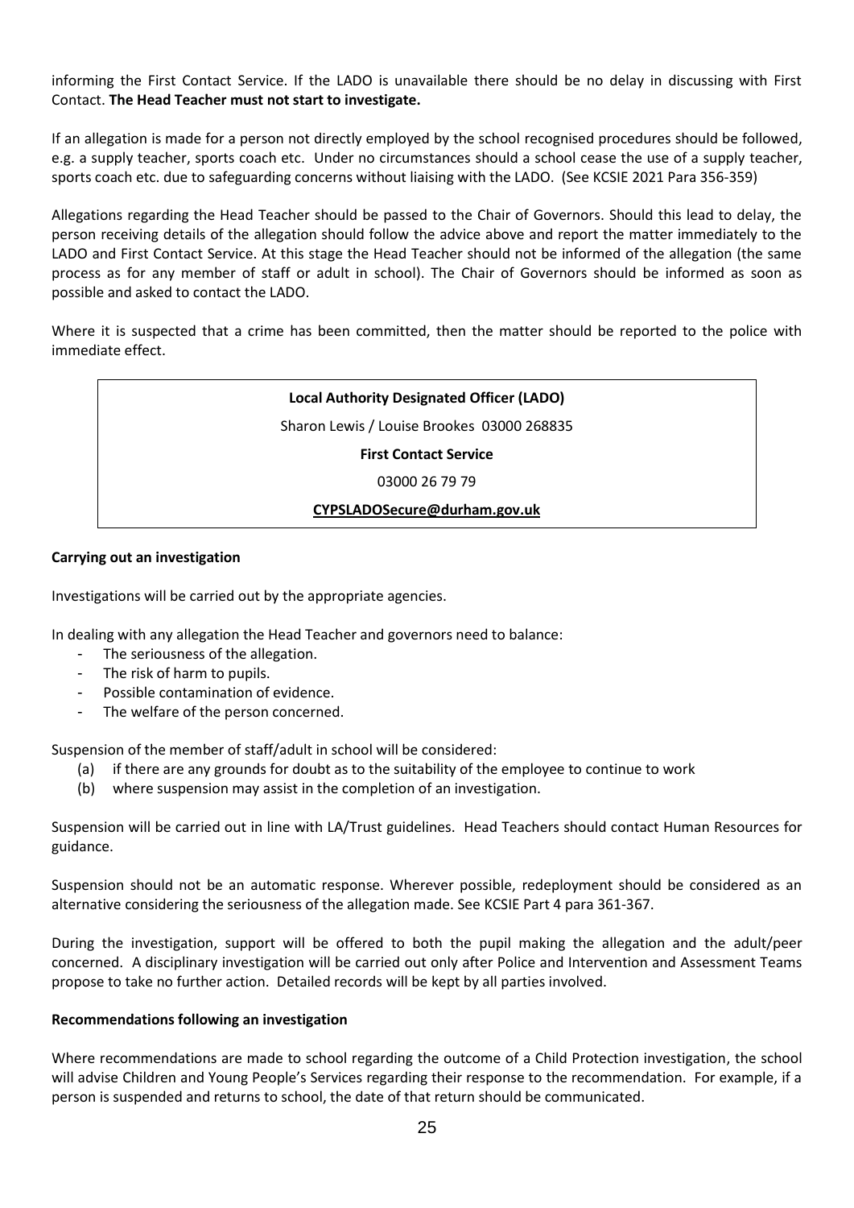informing the First Contact Service. If the LADO is unavailable there should be no delay in discussing with First Contact. **The Head Teacher must not start to investigate.**

If an allegation is made for a person not directly employed by the school recognised procedures should be followed, e.g. a supply teacher, sports coach etc. Under no circumstances should a school cease the use of a supply teacher, sports coach etc. due to safeguarding concerns without liaising with the LADO. (See KCSIE 2021 Para 356-359)

Allegations regarding the Head Teacher should be passed to the Chair of Governors. Should this lead to delay, the person receiving details of the allegation should follow the advice above and report the matter immediately to the LADO and First Contact Service. At this stage the Head Teacher should not be informed of the allegation (the same process as for any member of staff or adult in school). The Chair of Governors should be informed as soon as possible and asked to contact the LADO.

Where it is suspected that a crime has been committed, then the matter should be reported to the police with immediate effect.

**Local Authority Designated Officer (LADO)**

Sharon Lewis / Louise Brookes 03000 268835

**First Contact Service**

03000 26 79 79

**CYPSLADOSecure@durham.gov.uk**

**Carrying out an investigation**

Investigations will be carried out by the appropriate agencies.

In dealing with any allegation the Head Teacher and governors need to balance:

- The seriousness of the allegation.
- The risk of harm to pupils.
- Possible contamination of evidence.
- The welfare of the person concerned.

Suspension of the member of staff/adult in school will be considered:

(a) if there are any grounds for doubt as to the suitability of the employee to continue to work
(b) where suspension may assist in the completion of an investigation.

Suspension will be carried out in line with LA/Trust guidelines. Head Teachers should contact Human Resources for guidance.

Suspension should not be an automatic response. Wherever possible, redeployment should be considered as an alternative considering the seriousness of the allegation made. See KCSIE Part 4 para 361-367.

During the investigation, support will be offered to both the pupil making the allegation and the adult/peer concerned. A disciplinary investigation will be carried out only after Police and Intervention and Assessment Teams propose to take no further action. Detailed records will be kept by all parties involved.

**Recommendations following an investigation**

Where recommendations are made to school regarding the outcome of a Child Protection investigation, the school will advise Children and Young People's Services regarding their response to the recommendation. For example, if a person is suspended and returns to school, the date of that return should be communicated.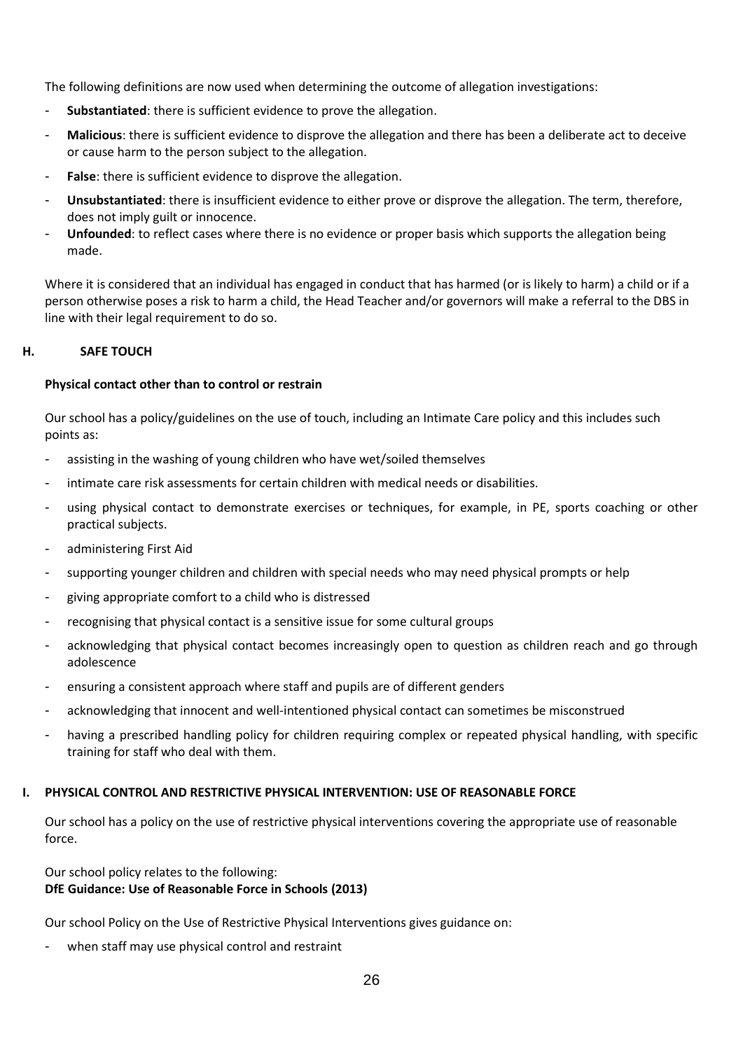The following definitions are now used when determining the outcome of allegation investigations:

- **Substantiated**: there is sufficient evidence to prove the allegation.
- **Malicious**: there is sufficient evidence to disprove the allegation and there has been a deliberate act to deceive or cause harm to the person subject to the allegation.
- **False**: there is sufficient evidence to disprove the allegation.
- **Unsubstantiated**: there is insufficient evidence to either prove or disprove the allegation. The term, therefore, does not imply guilt or innocence.
- **Unfounded**: to reflect cases where there is no evidence or proper basis which supports the allegation being made.

Where it is considered that an individual has engaged in conduct that has harmed (or is likely to harm) a child or if a person otherwise poses a risk to harm a child, the Head Teacher and/or governors will make a referral to the DBS in line with their legal requirement to do so.

## H. SAFE TOUCH

**Physical contact other than to control or restrain**

Our school has a policy/guidelines on the use of touch, including an Intimate Care policy and this includes such points as:

- assisting in the washing of young children who have wet/soiled themselves
- intimate care risk assessments for certain children with medical needs or disabilities.
- using physical contact to demonstrate exercises or techniques, for example, in PE, sports coaching or other practical subjects.
- administering First Aid
- supporting younger children and children with special needs who may need physical prompts or help
- giving appropriate comfort to a child who is distressed
- recognising that physical contact is a sensitive issue for some cultural groups
- acknowledging that physical contact becomes increasingly open to question as children reach and go through adolescence
- ensuring a consistent approach where staff and pupils are of different genders
- acknowledging that innocent and well-intentioned physical contact can sometimes be misconstrued
- having a prescribed handling policy for children requiring complex or repeated physical handling, with specific training for staff who deal with them.

## I. PHYSICAL CONTROL AND RESTRICTIVE PHYSICAL INTERVENTION: USE OF REASONABLE FORCE

Our school has a policy on the use of restrictive physical interventions covering the appropriate use of reasonable force.

Our school policy relates to the following:
**DfE Guidance: Use of Reasonable Force in Schools (2013)**

Our school Policy on the Use of Restrictive Physical Interventions gives guidance on:

- when staff may use physical control and restraint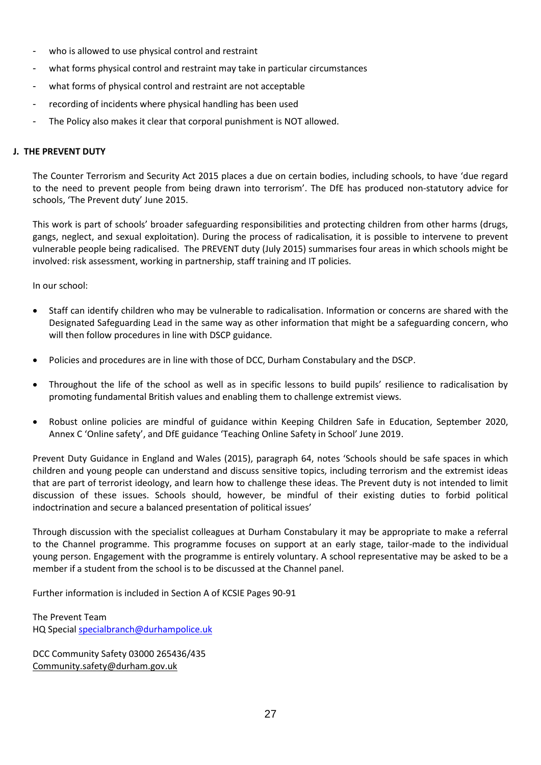- who is allowed to use physical control and restraint
- what forms physical control and restraint may take in particular circumstances
- what forms of physical control and restraint are not acceptable
- recording of incidents where physical handling has been used
- The Policy also makes it clear that corporal punishment is NOT allowed.

## J. THE PREVENT DUTY

The Counter Terrorism and Security Act 2015 places a due on certain bodies, including schools, to have 'due regard to the need to prevent people from being drawn into terrorism'. The DfE has produced non-statutory advice for schools, 'The Prevent duty' June 2015.

This work is part of schools' broader safeguarding responsibilities and protecting children from other harms (drugs, gangs, neglect, and sexual exploitation). During the process of radicalisation, it is possible to intervene to prevent vulnerable people being radicalised. The PREVENT duty (July 2015) summarises four areas in which schools might be involved: risk assessment, working in partnership, staff training and IT policies.

In our school:

- Staff can identify children who may be vulnerable to radicalisation. Information or concerns are shared with the Designated Safeguarding Lead in the same way as other information that might be a safeguarding concern, who will then follow procedures in line with DSCP guidance.

- Policies and procedures are in line with those of DCC, Durham Constabulary and the DSCP.

- Throughout the life of the school as well as in specific lessons to build pupils' resilience to radicalisation by promoting fundamental British values and enabling them to challenge extremist views.

- Robust online policies are mindful of guidance within Keeping Children Safe in Education, September 2020, Annex C 'Online safety', and DfE guidance 'Teaching Online Safety in School' June 2019.

Prevent Duty Guidance in England and Wales (2015), paragraph 64, notes 'Schools should be safe spaces in which children and young people can understand and discuss sensitive topics, including terrorism and the extremist ideas that are part of terrorist ideology, and learn how to challenge these ideas. The Prevent duty is not intended to limit discussion of these issues. Schools should, however, be mindful of their existing duties to forbid political indoctrination and secure a balanced presentation of political issues'

Through discussion with the specialist colleagues at Durham Constabulary it may be appropriate to make a referral to the Channel programme. This programme focuses on support at an early stage, tailor-made to the individual young person. Engagement with the programme is entirely voluntary. A school representative may be asked to be a member if a student from the school is to be discussed at the Channel panel.

Further information is included in Section A of KCSIE Pages 90-91

The Prevent Team
HQ Special specialbranch@durhampolice.uk

DCC Community Safety 03000 265436/435
Community.safety@durham.gov.uk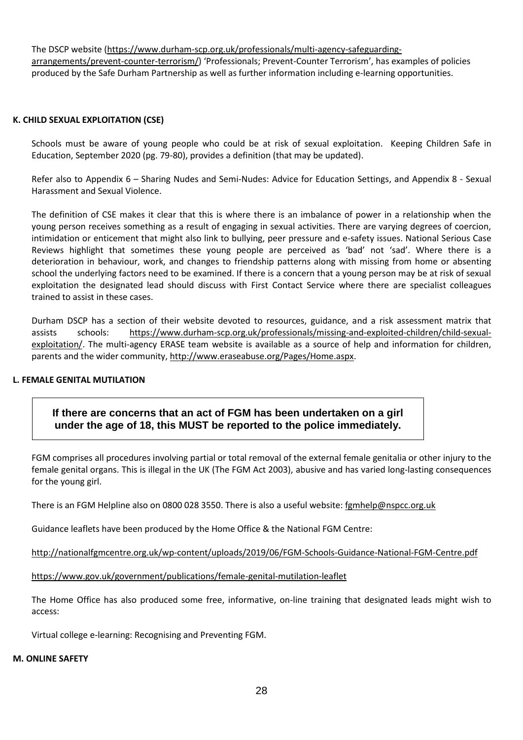The DSCP website (https://www.durham-scp.org.uk/professionals/multi-agency-safeguarding-arrangements/prevent-counter-terrorism/) 'Professionals; Prevent-Counter Terrorism', has examples of policies produced by the Safe Durham Partnership as well as further information including e-learning opportunities.

**K. CHILD SEXUAL EXPLOITATION (CSE)**

Schools must be aware of young people who could be at risk of sexual exploitation. Keeping Children Safe in Education, September 2020 (pg. 79-80), provides a definition (that may be updated).

Refer also to Appendix 6 – Sharing Nudes and Semi-Nudes: Advice for Education Settings, and Appendix 8 - Sexual Harassment and Sexual Violence.

The definition of CSE makes it clear that this is where there is an imbalance of power in a relationship when the young person receives something as a result of engaging in sexual activities. There are varying degrees of coercion, intimidation or enticement that might also link to bullying, peer pressure and e-safety issues. National Serious Case Reviews highlight that sometimes these young people are perceived as 'bad' not 'sad'. Where there is a deterioration in behaviour, work, and changes to friendship patterns along with missing from home or absenting school the underlying factors need to be examined. If there is a concern that a young person may be at risk of sexual exploitation the designated lead should discuss with First Contact Service where there are specialist colleagues trained to assist in these cases.

Durham DSCP has a section of their website devoted to resources, guidance, and a risk assessment matrix that assists schools: https://www.durham-scp.org.uk/professionals/missing-and-exploited-children/child-sexual-exploitation/. The multi-agency ERASE team website is available as a source of help and information for children, parents and the wider community, http://www.eraseabuse.org/Pages/Home.aspx.

**L. FEMALE GENITAL MUTILATION**

**If there are concerns that an act of FGM has been undertaken on a girl under the age of 18, this MUST be reported to the police immediately.**

FGM comprises all procedures involving partial or total removal of the external female genitalia or other injury to the female genital organs. This is illegal in the UK (The FGM Act 2003), abusive and has varied long-lasting consequences for the young girl.

There is an FGM Helpline also on 0800 028 3550. There is also a useful website: fgmhelp@nspcc.org.uk

Guidance leaflets have been produced by the Home Office & the National FGM Centre:

http://nationalfgmcentre.org.uk/wp-content/uploads/2019/06/FGM-Schools-Guidance-National-FGM-Centre.pdf

https://www.gov.uk/government/publications/female-genital-mutilation-leaflet

The Home Office has also produced some free, informative, on-line training that designated leads might wish to access:

Virtual college e-learning: Recognising and Preventing FGM.

**M. ONLINE SAFETY**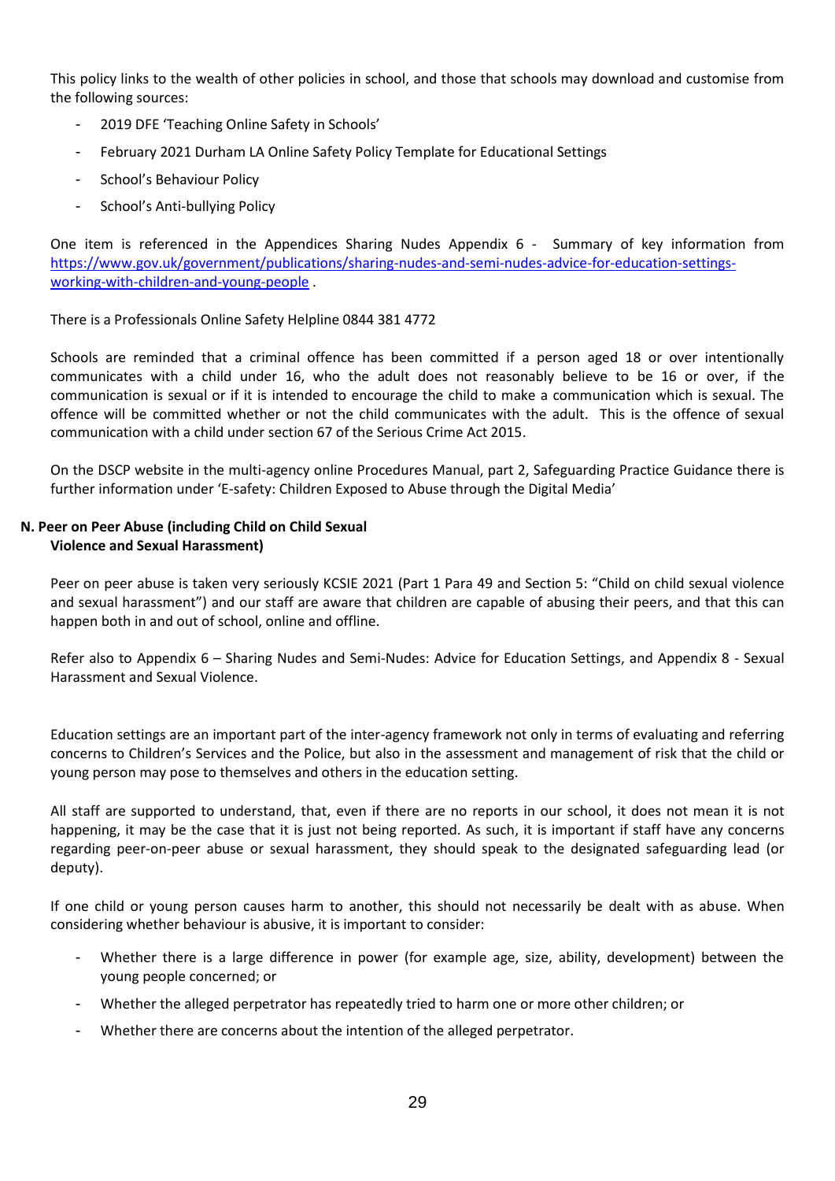This policy links to the wealth of other policies in school, and those that schools may download and customise from the following sources:

- 2019 DFE 'Teaching Online Safety in Schools'
- February 2021 Durham LA Online Safety Policy Template for Educational Settings
- School's Behaviour Policy
- School's Anti-bullying Policy

One item is referenced in the Appendices Sharing Nudes Appendix 6 - Summary of key information from [https://www.gov.uk/government/publications/sharing-nudes-and-semi-nudes-advice-for-education-settings-working-with-children-and-young-people](https://www.gov.uk/government/publications/sharing-nudes-and-semi-nudes-advice-for-education-settings-working-with-children-and-young-people) .

There is a Professionals Online Safety Helpline 0844 381 4772

Schools are reminded that a criminal offence has been committed if a person aged 18 or over intentionally communicates with a child under 16, who the adult does not reasonably believe to be 16 or over, if the communication is sexual or if it is intended to encourage the child to make a communication which is sexual. The offence will be committed whether or not the child communicates with the adult. This is the offence of sexual communication with a child under section 67 of the Serious Crime Act 2015.

On the DSCP website in the multi-agency online Procedures Manual, part 2, Safeguarding Practice Guidance there is further information under 'E-safety: Children Exposed to Abuse through the Digital Media'

## N. Peer on Peer Abuse (including Child on Child Sexual Violence and Sexual Harassment)

Peer on peer abuse is taken very seriously KCSIE 2021 (Part 1 Para 49 and Section 5: "Child on child sexual violence and sexual harassment") and our staff are aware that children are capable of abusing their peers, and that this can happen both in and out of school, online and offline.

Refer also to Appendix 6 – Sharing Nudes and Semi-Nudes: Advice for Education Settings, and Appendix 8 - Sexual Harassment and Sexual Violence.

Education settings are an important part of the inter-agency framework not only in terms of evaluating and referring concerns to Children's Services and the Police, but also in the assessment and management of risk that the child or young person may pose to themselves and others in the education setting.

All staff are supported to understand, that, even if there are no reports in our school, it does not mean it is not happening, it may be the case that it is just not being reported. As such, it is important if staff have any concerns regarding peer-on-peer abuse or sexual harassment, they should speak to the designated safeguarding lead (or deputy).

If one child or young person causes harm to another, this should not necessarily be dealt with as abuse. When considering whether behaviour is abusive, it is important to consider:

- Whether there is a large difference in power (for example age, size, ability, development) between the young people concerned; or
- Whether the alleged perpetrator has repeatedly tried to harm one or more other children; or
- Whether there are concerns about the intention of the alleged perpetrator.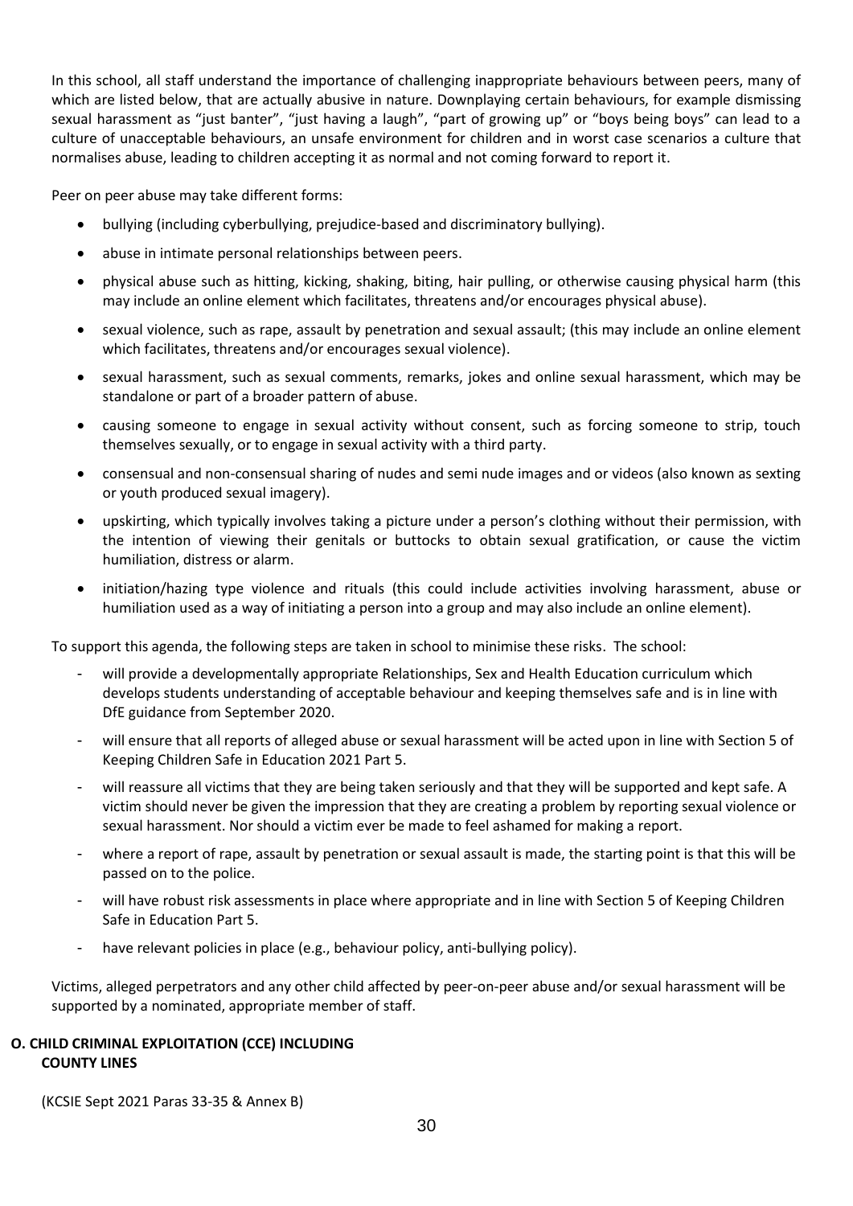In this school, all staff understand the importance of challenging inappropriate behaviours between peers, many of which are listed below, that are actually abusive in nature. Downplaying certain behaviours, for example dismissing sexual harassment as "just banter", "just having a laugh", "part of growing up" or "boys being boys" can lead to a culture of unacceptable behaviours, an unsafe environment for children and in worst case scenarios a culture that normalises abuse, leading to children accepting it as normal and not coming forward to report it.

Peer on peer abuse may take different forms:

- bullying (including cyberbullying, prejudice-based and discriminatory bullying).
- abuse in intimate personal relationships between peers.
- physical abuse such as hitting, kicking, shaking, biting, hair pulling, or otherwise causing physical harm (this may include an online element which facilitates, threatens and/or encourages physical abuse).
- sexual violence, such as rape, assault by penetration and sexual assault; (this may include an online element which facilitates, threatens and/or encourages sexual violence).
- sexual harassment, such as sexual comments, remarks, jokes and online sexual harassment, which may be standalone or part of a broader pattern of abuse.
- causing someone to engage in sexual activity without consent, such as forcing someone to strip, touch themselves sexually, or to engage in sexual activity with a third party.
- consensual and non-consensual sharing of nudes and semi nude images and or videos (also known as sexting or youth produced sexual imagery).
- upskirting, which typically involves taking a picture under a person's clothing without their permission, with the intention of viewing their genitals or buttocks to obtain sexual gratification, or cause the victim humiliation, distress or alarm.
- initiation/hazing type violence and rituals (this could include activities involving harassment, abuse or humiliation used as a way of initiating a person into a group and may also include an online element).

To support this agenda, the following steps are taken in school to minimise these risks. The school:

- will provide a developmentally appropriate Relationships, Sex and Health Education curriculum which develops students understanding of acceptable behaviour and keeping themselves safe and is in line with DfE guidance from September 2020.
- will ensure that all reports of alleged abuse or sexual harassment will be acted upon in line with Section 5 of Keeping Children Safe in Education 2021 Part 5.
- will reassure all victims that they are being taken seriously and that they will be supported and kept safe. A victim should never be given the impression that they are creating a problem by reporting sexual violence or sexual harassment. Nor should a victim ever be made to feel ashamed for making a report.
- where a report of rape, assault by penetration or sexual assault is made, the starting point is that this will be passed on to the police.
- will have robust risk assessments in place where appropriate and in line with Section 5 of Keeping Children Safe in Education Part 5.
- have relevant policies in place (e.g., behaviour policy, anti-bullying policy).

Victims, alleged perpetrators and any other child affected by peer-on-peer abuse and/or sexual harassment will be supported by a nominated, appropriate member of staff.

## O. CHILD CRIMINAL EXPLOITATION (CCE) INCLUDING COUNTY LINES

(KCSIE Sept 2021 Paras 33-35 & Annex B)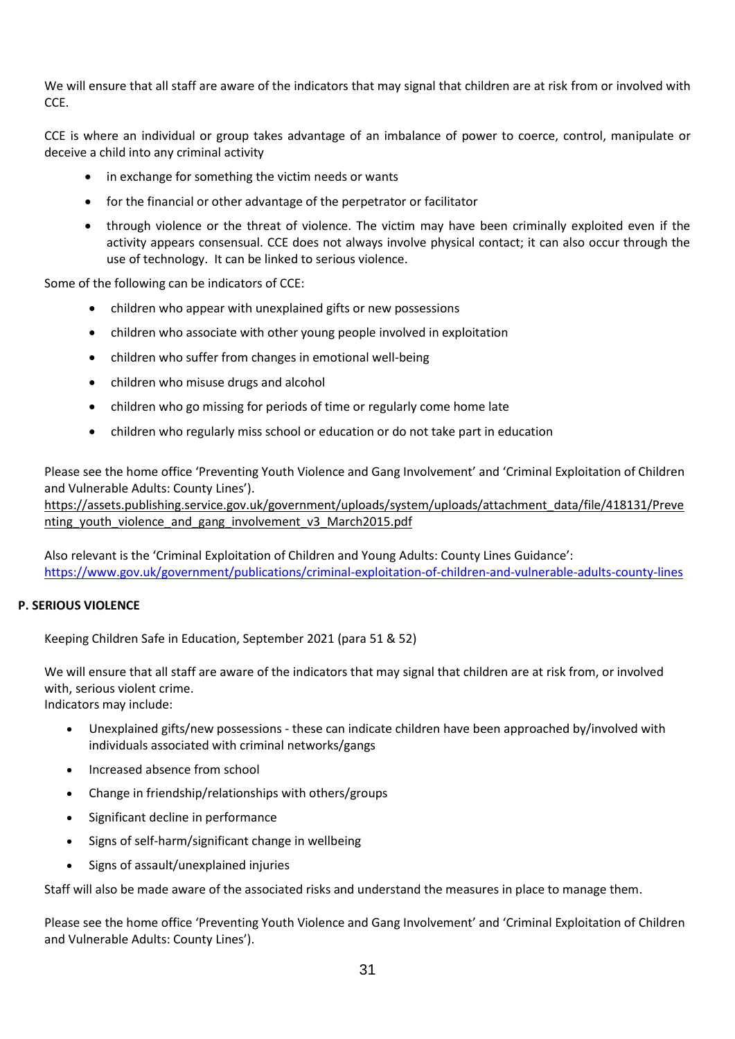We will ensure that all staff are aware of the indicators that may signal that children are at risk from or involved with CCE.

CCE is where an individual or group takes advantage of an imbalance of power to coerce, control, manipulate or deceive a child into any criminal activity

- in exchange for something the victim needs or wants
- for the financial or other advantage of the perpetrator or facilitator
- through violence or the threat of violence. The victim may have been criminally exploited even if the activity appears consensual. CCE does not always involve physical contact; it can also occur through the use of technology. It can be linked to serious violence.

Some of the following can be indicators of CCE:

- children who appear with unexplained gifts or new possessions
- children who associate with other young people involved in exploitation
- children who suffer from changes in emotional well-being
- children who misuse drugs and alcohol
- children who go missing for periods of time or regularly come home late
- children who regularly miss school or education or do not take part in education

Please see the home office 'Preventing Youth Violence and Gang Involvement' and 'Criminal Exploitation of Children and Vulnerable Adults: County Lines').
https://assets.publishing.service.gov.uk/government/uploads/system/uploads/attachment_data/file/418131/Preventing_youth_violence_and_gang_involvement_v3_March2015.pdf

Also relevant is the 'Criminal Exploitation of Children and Young Adults: County Lines Guidance':
https://www.gov.uk/government/publications/criminal-exploitation-of-children-and-vulnerable-adults-county-lines

## P. SERIOUS VIOLENCE

Keeping Children Safe in Education, September 2021 (para 51 & 52)

We will ensure that all staff are aware of the indicators that may signal that children are at risk from, or involved with, serious violent crime.
Indicators may include:

- Unexplained gifts/new possessions - these can indicate children have been approached by/involved with individuals associated with criminal networks/gangs
- Increased absence from school
- Change in friendship/relationships with others/groups
- Significant decline in performance
- Signs of self-harm/significant change in wellbeing
- Signs of assault/unexplained injuries

Staff will also be made aware of the associated risks and understand the measures in place to manage them.

Please see the home office 'Preventing Youth Violence and Gang Involvement' and 'Criminal Exploitation of Children and Vulnerable Adults: County Lines').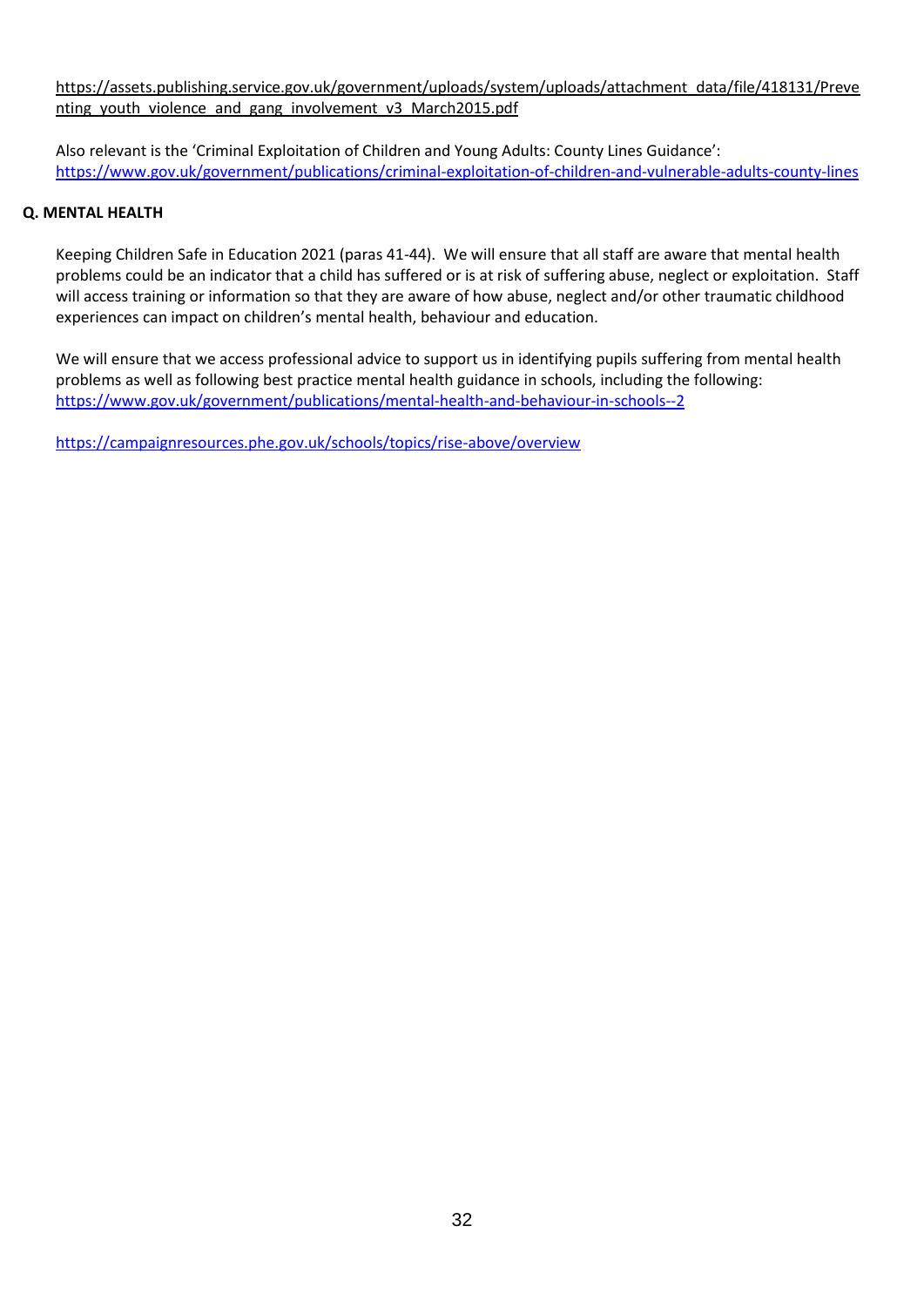https://assets.publishing.service.gov.uk/government/uploads/system/uploads/attachment_data/file/418131/Preventing_youth_violence_and_gang_involvement_v3_March2015.pdf

Also relevant is the 'Criminal Exploitation of Children and Young Adults: County Lines Guidance': https://www.gov.uk/government/publications/criminal-exploitation-of-children-and-vulnerable-adults-county-lines

**Q. MENTAL HEALTH**

Keeping Children Safe in Education 2021 (paras 41-44). We will ensure that all staff are aware that mental health problems could be an indicator that a child has suffered or is at risk of suffering abuse, neglect or exploitation. Staff will access training or information so that they are aware of how abuse, neglect and/or other traumatic childhood experiences can impact on children's mental health, behaviour and education.

We will ensure that we access professional advice to support us in identifying pupils suffering from mental health problems as well as following best practice mental health guidance in schools, including the following: https://www.gov.uk/government/publications/mental-health-and-behaviour-in-schools--2

https://campaignresources.phe.gov.uk/schools/topics/rise-above/overview